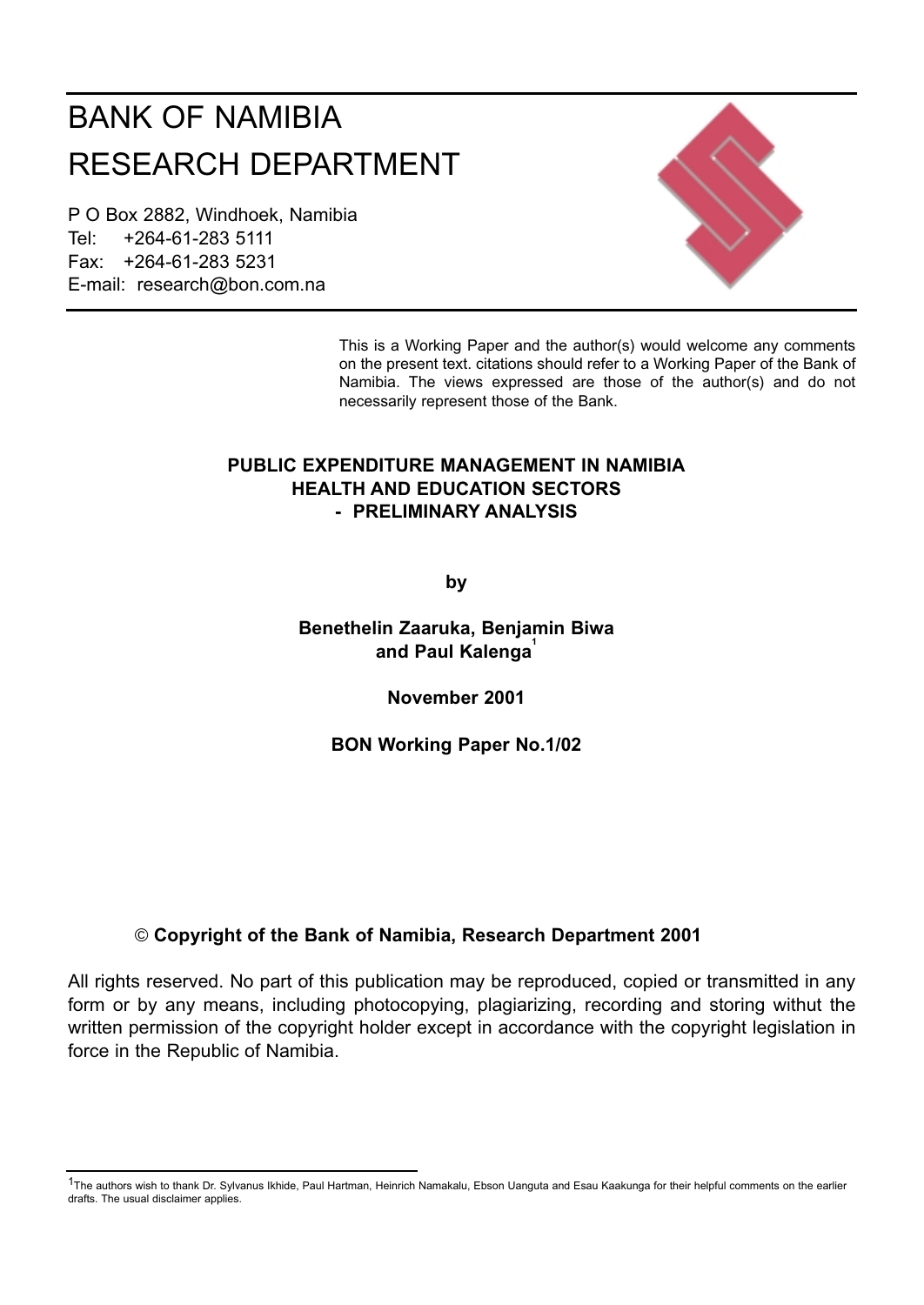# BANK OF NAMIBIA
# RESEARCH DEPARTMENT

P O Box 2882, Windhoek, Namibia
Tel: +264-61-283 5111
Fax: +264-61-283 5231
E-mail: research@bon.com.na

This is a Working Paper and the author(s) would welcome any comments on the present text. citations should refer to a Working Paper of the Bank of Namibia. The views expressed are those of the author(s) and do not necessarily represent those of the Bank.

**PUBLIC EXPENDITURE MANAGEMENT IN NAMIBIA**
**HEALTH AND EDUCATION SECTORS**
**- PRELIMINARY ANALYSIS**

**by**

**Benethelin Zaaruka, Benjamin Biwa and Paul Kalenga**[1]

**November 2001**

**BON Working Paper No.1/02**

© **Copyright of the Bank of Namibia, Research Department 2001**

All rights reserved. No part of this publication may be reproduced, copied or transmitted in any form or by any means, including photocopying, plagiarizing, recording and storing withut the written permission of the copyright holder except in accordance with the copyright legislation in force in the Republic of Namibia.

---

[1] The authors wish to thank Dr. Sylvanus Ikhide, Paul Hartman, Heinrich Namakalu, Ebson Uanguta and Esau Kaakunga for their helpful comments on the earlier drafts. The usual disclaimer applies.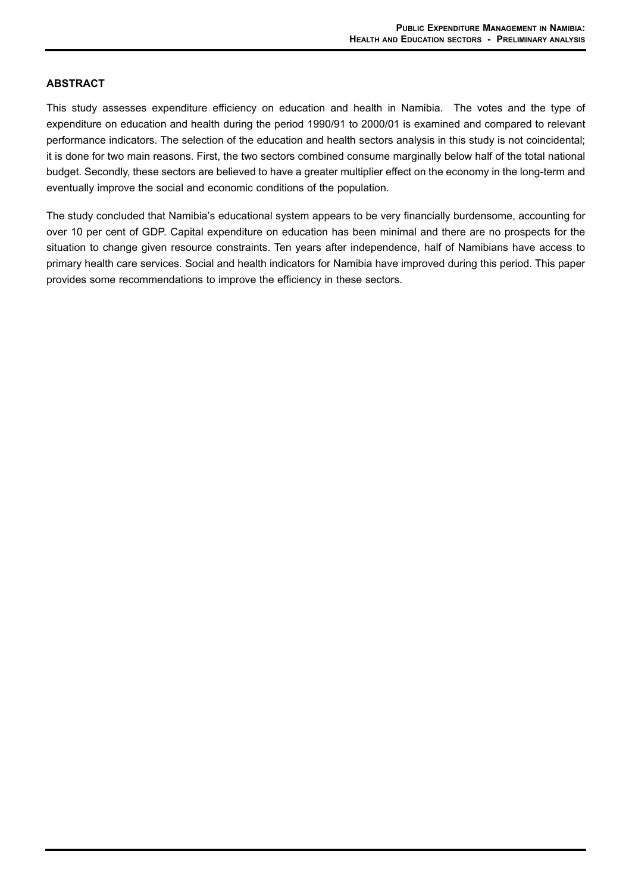## ABSTRACT

This study assesses expenditure efficiency on education and health in Namibia. The votes and the type of expenditure on education and health during the period 1990/91 to 2000/01 is examined and compared to relevant performance indicators. The selection of the education and health sectors analysis in this study is not coincidental; it is done for two main reasons. First, the two sectors combined consume marginally below half of the total national budget. Secondly, these sectors are believed to have a greater multiplier effect on the economy in the long-term and eventually improve the social and economic conditions of the population.

The study concluded that Namibia's educational system appears to be very financially burdensome, accounting for over 10 per cent of GDP. Capital expenditure on education has been minimal and there are no prospects for the situation to change given resource constraints. Ten years after independence, half of Namibians have access to primary health care services. Social and health indicators for Namibia have improved during this period. This paper provides some recommendations to improve the efficiency in these sectors.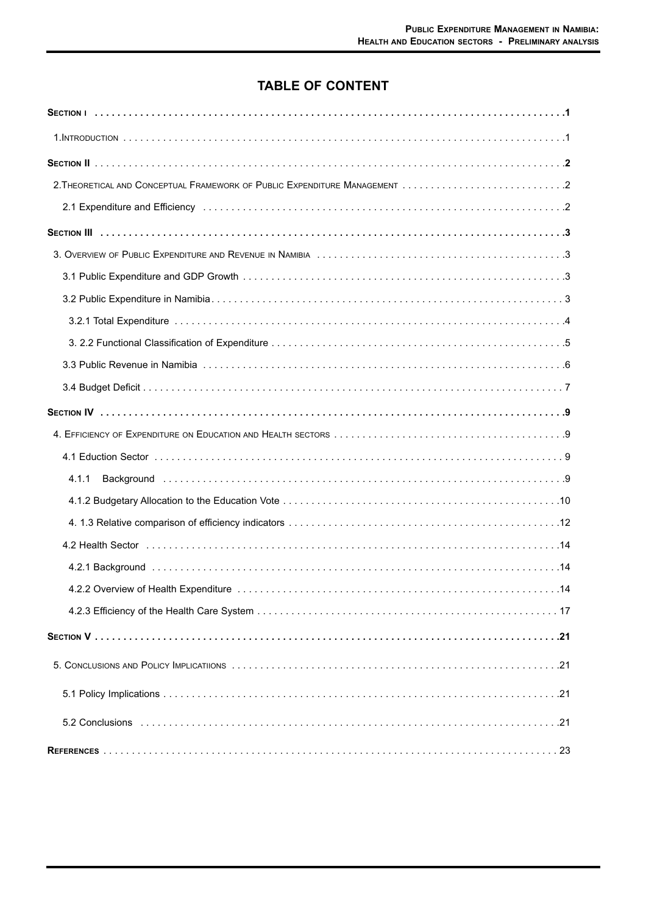# TABLE OF CONTENT

**SECTION I** .......................................................................... **1**

1. INTRODUCTION .......................................................................... 1

**SECTION II** .......................................................................... **2**

2. THEORETICAL AND CONCEPTUAL FRAMEWORK OF PUBLIC EXPENDITURE MANAGEMENT .......................................................................... 2

2.1 Expenditure and Efficiency .......................................................................... 2

**SECTION III** .......................................................................... **3**

3. OVERVIEW OF PUBLIC EXPENDITURE AND REVENUE IN NAMIBIA .......................................................................... 3

3.1 Public Expenditure and GDP Growth .......................................................................... 3

3.2 Public Expenditure in Namibia .......................................................................... 3

3.2.1 Total Expenditure .......................................................................... 4

3. 2.2 Functional Classification of Expenditure .......................................................................... 5

3.3 Public Revenue in Namibia .......................................................................... 6

3.4 Budget Deficit .......................................................................... 7

**SECTION IV** .......................................................................... **9**

4. EFFICIENCY OF EXPENDITURE ON EDUCATION AND HEALTH SECTORS .......................................................................... 9

4.1 Eduction Sector .......................................................................... 9

4.1.1 Background .......................................................................... 9

4.1.2 Budgetary Allocation to the Education Vote .......................................................................... 10

4. 1.3 Relative comparison of efficiency indicators .......................................................................... 12

4.2 Health Sector .......................................................................... 14

4.2.1 Background .......................................................................... 14

4.2.2 Overview of Health Expenditure .......................................................................... 14

4.2.3 Efficiency of the Health Care System .......................................................................... 17

**SECTION V** .......................................................................... **21**

5. CONCLUSIONS AND POLICY IMPLICATIIONS .......................................................................... 21

5.1 Policy Implications .......................................................................... 21

5.2 Conclusions .......................................................................... 21

**REFERENCES** .......................................................................... 23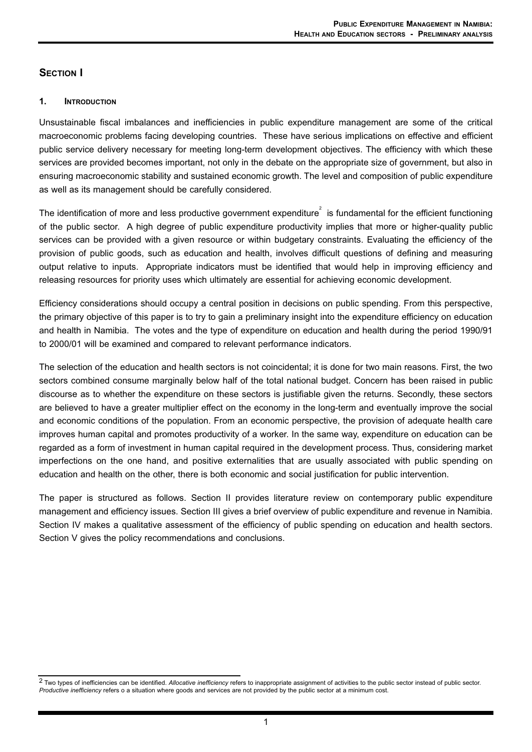## Section I

### 1. Introduction

Unsustainable fiscal imbalances and inefficiencies in public expenditure management are some of the critical macroeconomic problems facing developing countries. These have serious implications on effective and efficient public service delivery necessary for meeting long-term development objectives. The efficiency with which these services are provided becomes important, not only in the debate on the appropriate size of government, but also in ensuring macroeconomic stability and sustained economic growth. The level and composition of public expenditure as well as its management should be carefully considered.

The identification of more and less productive government expenditure[2] is fundamental for the efficient functioning of the public sector. A high degree of public expenditure productivity implies that more or higher-quality public services can be provided with a given resource or within budgetary constraints. Evaluating the efficiency of the provision of public goods, such as education and health, involves difficult questions of defining and measuring output relative to inputs. Appropriate indicators must be identified that would help in improving efficiency and releasing resources for priority uses which ultimately are essential for achieving economic development.

Efficiency considerations should occupy a central position in decisions on public spending. From this perspective, the primary objective of this paper is to try to gain a preliminary insight into the expenditure efficiency on education and health in Namibia. The votes and the type of expenditure on education and health during the period 1990/91 to 2000/01 will be examined and compared to relevant performance indicators.

The selection of the education and health sectors is not coincidental; it is done for two main reasons. First, the two sectors combined consume marginally below half of the total national budget. Concern has been raised in public discourse as to whether the expenditure on these sectors is justifiable given the returns. Secondly, these sectors are believed to have a greater multiplier effect on the economy in the long-term and eventually improve the social and economic conditions of the population. From an economic perspective, the provision of adequate health care improves human capital and promotes productivity of a worker. In the same way, expenditure on education can be regarded as a form of investment in human capital required in the development process. Thus, considering market imperfections on the one hand, and positive externalities that are usually associated with public spending on education and health on the other, there is both economic and social justification for public intervention.

The paper is structured as follows. Section II provides literature review on contemporary public expenditure management and efficiency issues. Section III gives a brief overview of public expenditure and revenue in Namibia. Section IV makes a qualitative assessment of the efficiency of public spending on education and health sectors. Section V gives the policy recommendations and conclusions.

---

[2] Two types of inefficiencies can be identified. *Allocative inefficiency* refers to inappropriate assignment of activities to the public sector instead of public sector. *Productive inefficiency* refers o a situation where goods and services are not provided by the public sector at a minimum cost.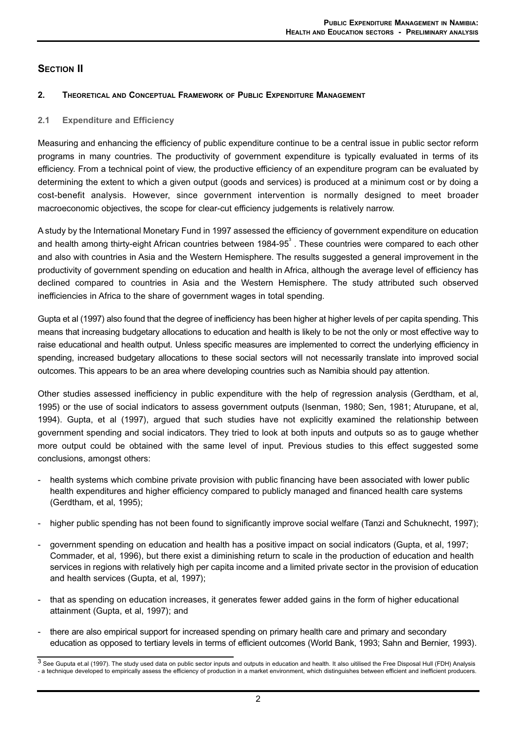## SECTION II

### 2. THEORETICAL AND CONCEPTUAL FRAMEWORK OF PUBLIC EXPENDITURE MANAGEMENT

#### 2.1 Expenditure and Efficiency

Measuring and enhancing the efficiency of public expenditure continue to be a central issue in public sector reform programs in many countries. The productivity of government expenditure is typically evaluated in terms of its efficiency. From a technical point of view, the productive efficiency of an expenditure program can be evaluated by determining the extent to which a given output (goods and services) is produced at a minimum cost or by doing a cost-benefit analysis. However, since government intervention is normally designed to meet broader macroeconomic objectives, the scope for clear-cut efficiency judgements is relatively narrow.

A study by the International Monetary Fund in 1997 assessed the efficiency of government expenditure on education and health among thirty-eight African countries between 1984-95[3]. These countries were compared to each other and also with countries in Asia and the Western Hemisphere. The results suggested a general improvement in the productivity of government spending on education and health in Africa, although the average level of efficiency has declined compared to countries in Asia and the Western Hemisphere. The study attributed such observed inefficiencies in Africa to the share of government wages in total spending.

Gupta et al (1997) also found that the degree of inefficiency has been higher at higher levels of per capita spending. This means that increasing budgetary allocations to education and health is likely to be not the only or most effective way to raise educational and health output. Unless specific measures are implemented to correct the underlying efficiency in spending, increased budgetary allocations to these social sectors will not necessarily translate into improved social outcomes. This appears to be an area where developing countries such as Namibia should pay attention.

Other studies assessed inefficiency in public expenditure with the help of regression analysis (Gerdtham, et al, 1995) or the use of social indicators to assess government outputs (Isenman, 1980; Sen, 1981; Aturupane, et al, 1994). Gupta, et al (1997), argued that such studies have not explicitly examined the relationship between government spending and social indicators. They tried to look at both inputs and outputs so as to gauge whether more output could be obtained with the same level of input. Previous studies to this effect suggested some conclusions, amongst others:

- health systems which combine private provision with public financing have been associated with lower public health expenditures and higher efficiency compared to publicly managed and financed health care systems (Gerdtham, et al, 1995);
- higher public spending has not been found to significantly improve social welfare (Tanzi and Schuknecht, 1997);
- government spending on education and health has a positive impact on social indicators (Gupta, et al, 1997; Commader, et al, 1996), but there exist a diminishing return to scale in the production of education and health services in regions with relatively high per capita income and a limited private sector in the provision of education and health services (Gupta, et al, 1997);
- that as spending on education increases, it generates fewer added gains in the form of higher educational attainment (Gupta, et al, 1997); and
- there are also empirical support for increased spending on primary health care and primary and secondary education as opposed to tertiary levels in terms of efficient outcomes (World Bank, 1993; Sahn and Bernier, 1993).

[3] See Guputa et.al (1997). The study used data on public sector inputs and outputs in education and health. It also uitilised the Free Disposal Hull (FDH) Analysis - a technique developed to empirically assess the efficiency of production in a market environment, which distinguishes between efficient and inefficient producers.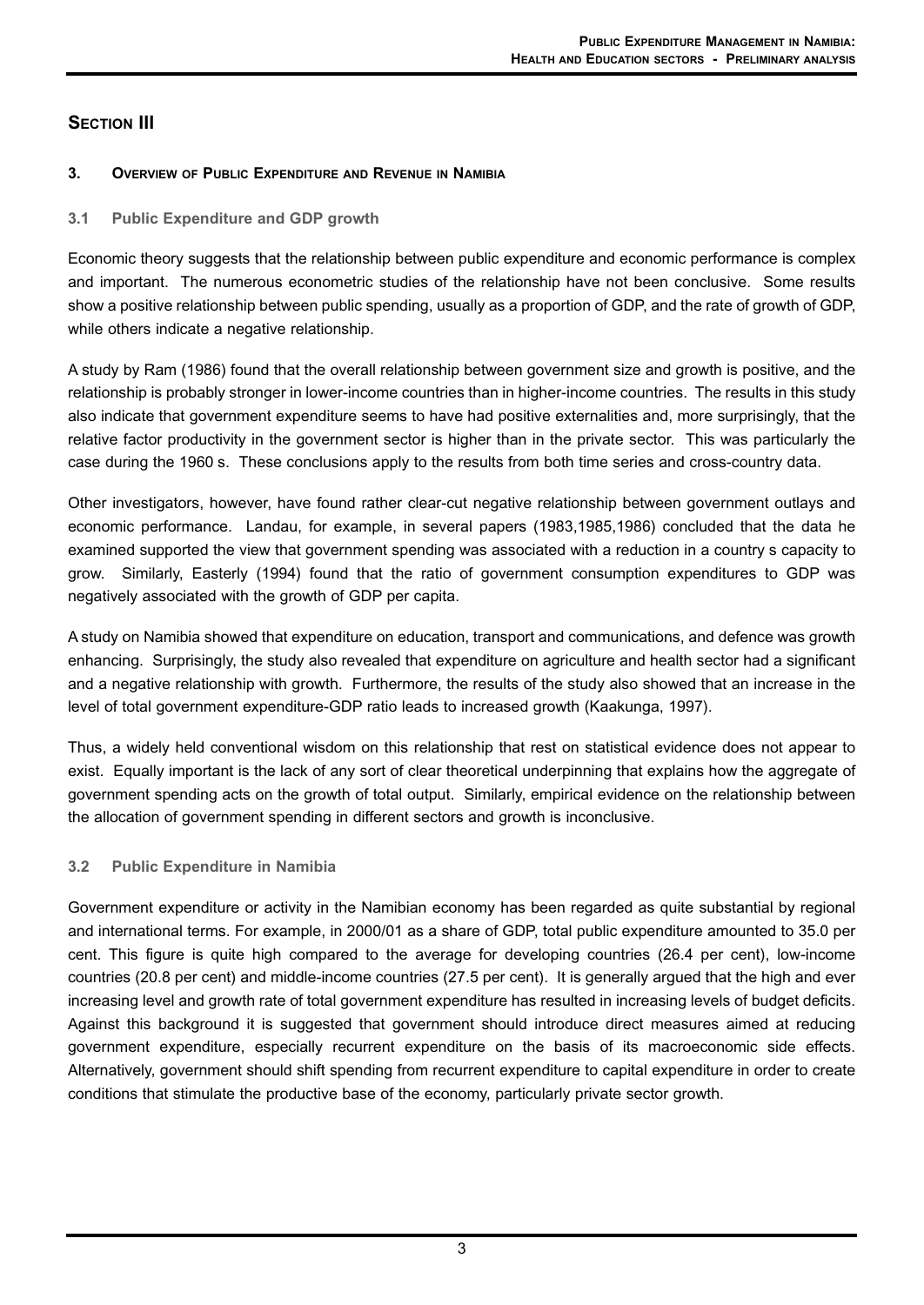## SECTION III

### 3. OVERVIEW OF PUBLIC EXPENDITURE AND REVENUE IN NAMIBIA

#### 3.1 Public Expenditure and GDP growth

Economic theory suggests that the relationship between public expenditure and economic performance is complex and important. The numerous econometric studies of the relationship have not been conclusive. Some results show a positive relationship between public spending, usually as a proportion of GDP, and the rate of growth of GDP, while others indicate a negative relationship.

A study by Ram (1986) found that the overall relationship between government size and growth is positive, and the relationship is probably stronger in lower-income countries than in higher-income countries. The results in this study also indicate that government expenditure seems to have had positive externalities and, more surprisingly, that the relative factor productivity in the government sector is higher than in the private sector. This was particularly the case during the 1960 s. These conclusions apply to the results from both time series and cross-country data.

Other investigators, however, have found rather clear-cut negative relationship between government outlays and economic performance. Landau, for example, in several papers (1983,1985,1986) concluded that the data he examined supported the view that government spending was associated with a reduction in a country s capacity to grow. Similarly, Easterly (1994) found that the ratio of government consumption expenditures to GDP was negatively associated with the growth of GDP per capita.

A study on Namibia showed that expenditure on education, transport and communications, and defence was growth enhancing. Surprisingly, the study also revealed that expenditure on agriculture and health sector had a significant and a negative relationship with growth. Furthermore, the results of the study also showed that an increase in the level of total government expenditure-GDP ratio leads to increased growth (Kaakunga, 1997).

Thus, a widely held conventional wisdom on this relationship that rest on statistical evidence does not appear to exist. Equally important is the lack of any sort of clear theoretical underpinning that explains how the aggregate of government spending acts on the growth of total output. Similarly, empirical evidence on the relationship between the allocation of government spending in different sectors and growth is inconclusive.

#### 3.2 Public Expenditure in Namibia

Government expenditure or activity in the Namibian economy has been regarded as quite substantial by regional and international terms. For example, in 2000/01 as a share of GDP, total public expenditure amounted to 35.0 per cent. This figure is quite high compared to the average for developing countries (26.4 per cent), low-income countries (20.8 per cent) and middle-income countries (27.5 per cent). It is generally argued that the high and ever increasing level and growth rate of total government expenditure has resulted in increasing levels of budget deficits. Against this background it is suggested that government should introduce direct measures aimed at reducing government expenditure, especially recurrent expenditure on the basis of its macroeconomic side effects. Alternatively, government should shift spending from recurrent expenditure to capital expenditure in order to create conditions that stimulate the productive base of the economy, particularly private sector growth.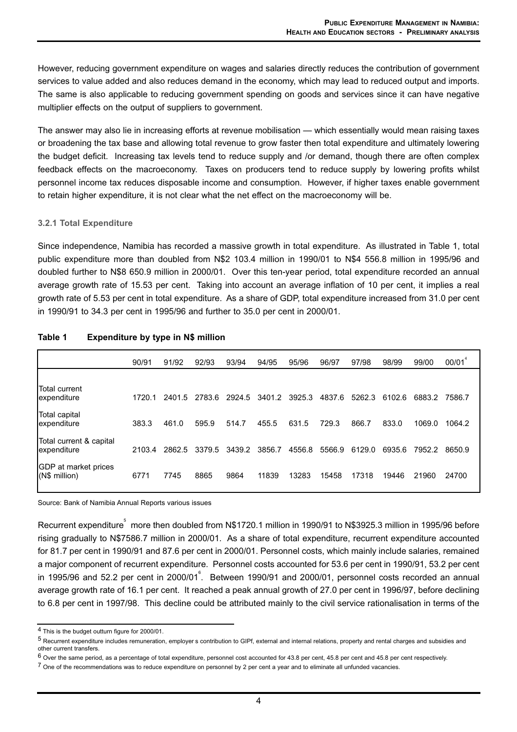However, reducing government expenditure on wages and salaries directly reduces the contribution of government services to value added and also reduces demand in the economy, which may lead to reduced output and imports. The same is also applicable to reducing government spending on goods and services since it can have negative multiplier effects on the output of suppliers to government.

The answer may also lie in increasing efforts at revenue mobilisation — which essentially would mean raising taxes or broadening the tax base and allowing total revenue to grow faster then total expenditure and ultimately lowering the budget deficit. Increasing tax levels tend to reduce supply and /or demand, though there are often complex feedback effects on the macroeconomy. Taxes on producers tend to reduce supply by lowering profits whilst personnel income tax reduces disposable income and consumption. However, if higher taxes enable government to retain higher expenditure, it is not clear what the net effect on the macroeconomy will be.

### 3.2.1 Total Expenditure

Since independence, Namibia has recorded a massive growth in total expenditure. As illustrated in Table 1, total public expenditure more than doubled from N$2 103.4 million in 1990/01 to N$4 556.8 million in 1995/96 and doubled further to N$8 650.9 million in 2000/01. Over this ten-year period, total expenditure recorded an annual average growth rate of 15.53 per cent. Taking into account an average inflation of 10 per cent, it implies a real growth rate of 5.53 per cent in total expenditure. As a share of GDP, total expenditure increased from 31.0 per cent in 1990/91 to 34.3 per cent in 1995/96 and further to 35.0 per cent in 2000/01.

**Table 1 Expenditure by type in N$ million**

| | 90/91 | 91/92 | 92/93 | 93/94 | 94/95 | 95/96 | 96/97 | 97/98 | 98/99 | 99/00 | 00/01[4] |
|---|---|---|---|---|---|---|---|---|---|---|---|
| Total current expenditure | 1720.1 | 2401.5 | 2783.6 | 2924.5 | 3401.2 | 3925.3 | 4837.6 | 5262.3 | 6102.6 | 6883.2 | 7586.7 |
| Total capital expenditure | 383.3 | 461.0 | 595.9 | 514.7 | 455.5 | 631.5 | 729.3 | 866.7 | 833.0 | 1069.0 | 1064.2 |
| Total current & capital expenditure | 2103.4 | 2862.5 | 3379.5 | 3439.2 | 3856.7 | 4556.8 | 5566.9 | 6129.0 | 6935.6 | 7952.2 | 8650.9 |
| GDP at market prices (N$ million) | 6771 | 7745 | 8865 | 9864 | 11839 | 13283 | 15458 | 17318 | 19446 | 21960 | 24700 |

Source: Bank of Namibia Annual Reports various issues

Recurrent expenditure[5] more then doubled from N$1720.1 million in 1990/91 to N$3925.3 million in 1995/96 before rising gradually to N$7586.7 million in 2000/01. As a share of total expenditure, recurrent expenditure accounted for 81.7 per cent in 1990/91 and 87.6 per cent in 2000/01. Personnel costs, which mainly include salaries, remained a major component of recurrent expenditure. Personnel costs accounted for 53.6 per cent in 1990/91, 53.2 per cent in 1995/96 and 52.2 per cent in 2000/01[6]. Between 1990/91 and 2000/01, personnel costs recorded an annual average growth rate of 16.1 per cent. It reached a peak annual growth of 27.0 per cent in 1996/97, before declining to 6.8 per cent in 1997/98. This decline could be attributed mainly to the civil service rationalisation in terms of the

---

[4] This is the budget outturn figure for 2000/01.

[5] Recurrent expenditure includes remuneration, employer s contribution to GIPf, external and internal relations, property and rental charges and subsidies and other current transfers.

[6] Over the same period, as a percentage of total expenditure, personnel cost accounted for 43.8 per cent, 45.8 per cent and 45.8 per cent respectively.

[7] One of the recommendations was to reduce expenditure on personnel by 2 per cent a year and to eliminate all unfunded vacancies.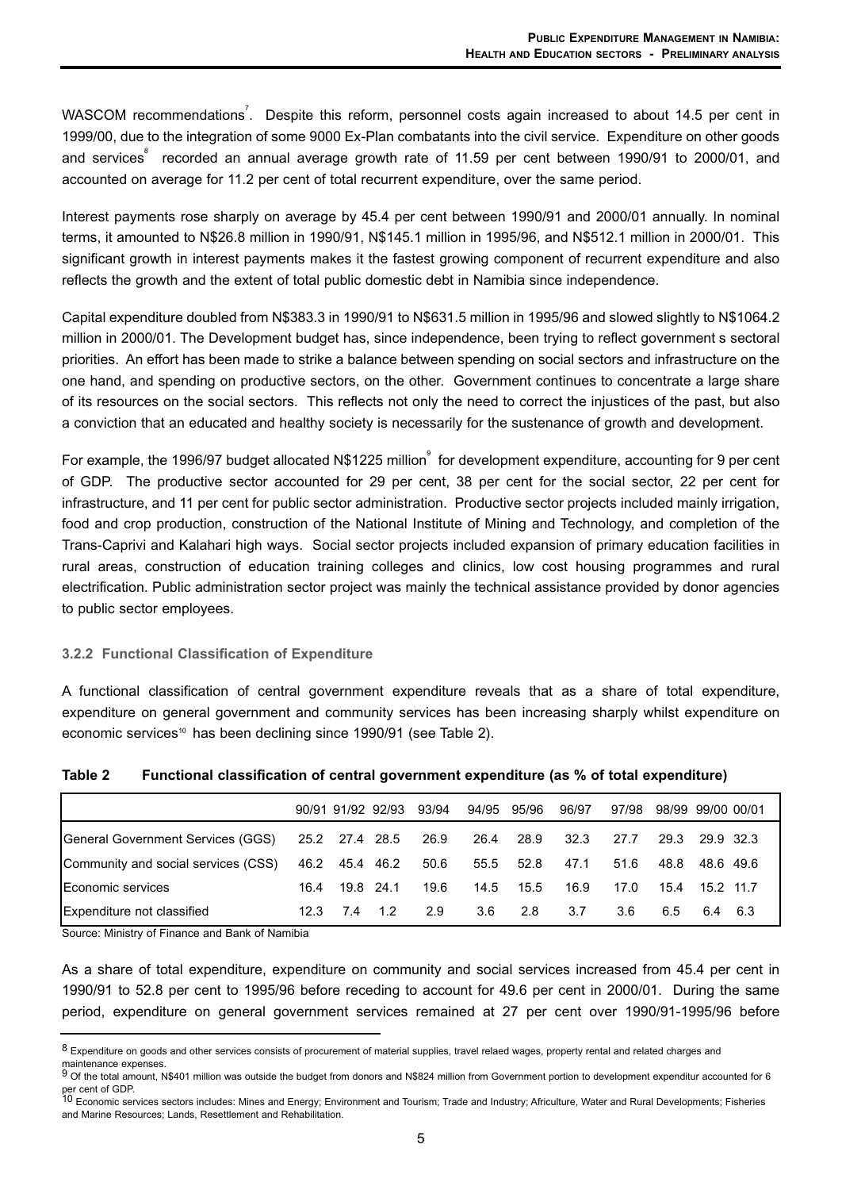WASCOM recommendations[7]. Despite this reform, personnel costs again increased to about 14.5 per cent in 1999/00, due to the integration of some 9000 Ex-Plan combatants into the civil service. Expenditure on other goods and services[8] recorded an annual average growth rate of 11.59 per cent between 1990/91 to 2000/01, and accounted on average for 11.2 per cent of total recurrent expenditure, over the same period.

Interest payments rose sharply on average by 45.4 per cent between 1990/91 and 2000/01 annually. In nominal terms, it amounted to N$26.8 million in 1990/91, N$145.1 million in 1995/96, and N$512.1 million in 2000/01. This significant growth in interest payments makes it the fastest growing component of recurrent expenditure and also reflects the growth and the extent of total public domestic debt in Namibia since independence.

Capital expenditure doubled from N$383.3 in 1990/91 to N$631.5 million in 1995/96 and slowed slightly to N$1064.2 million in 2000/01. The Development budget has, since independence, been trying to reflect government s sectoral priorities. An effort has been made to strike a balance between spending on social sectors and infrastructure on the one hand, and spending on productive sectors, on the other. Government continues to concentrate a large share of its resources on the social sectors. This reflects not only the need to correct the injustices of the past, but also a conviction that an educated and healthy society is necessarily for the sustenance of growth and development.

For example, the 1996/97 budget allocated N$1225 million[9] for development expenditure, accounting for 9 per cent of GDP. The productive sector accounted for 29 per cent, 38 per cent for the social sector, 22 per cent for infrastructure, and 11 per cent for public sector administration. Productive sector projects included mainly irrigation, food and crop production, construction of the National Institute of Mining and Technology, and completion of the Trans-Caprivi and Kalahari high ways. Social sector projects included expansion of primary education facilities in rural areas, construction of education training colleges and clinics, low cost housing programmes and rural electrification. Public administration sector project was mainly the technical assistance provided by donor agencies to public sector employees.

### 3.2.2 Functional Classification of Expenditure

A functional classification of central government expenditure reveals that as a share of total expenditure, expenditure on general government and community services has been increasing sharply whilst expenditure on economic services[10] has been declining since 1990/91 (see Table 2).

**Table 2 Functional classification of central government expenditure (as % of total expenditure)**

| | 90/91 | 91/92 | 92/93 | 93/94 | 94/95 | 95/96 | 96/97 | 97/98 | 98/99 | 99/00 | 00/01 |
|---|---|---|---|---|---|---|---|---|---|---|---|
| General Government Services (GGS) | 25.2 | 27.4 | 28.5 | 26.9 | 26.4 | 28.9 | 32.3 | 27.7 | 29.3 | 29.9 | 32.3 |
| Community and social services (CSS) | 46.2 | 45.4 | 46.2 | 50.6 | 55.5 | 52.8 | 47.1 | 51.6 | 48.8 | 48.6 | 49.6 |
| Economic services | 16.4 | 19.8 | 24.1 | 19.6 | 14.5 | 15.5 | 16.9 | 17.0 | 15.4 | 15.2 | 11.7 |
| Expenditure not classified | 12.3 | 7.4 | 1.2 | 2.9 | 3.6 | 2.8 | 3.7 | 3.6 | 6.5 | 6.4 | 6.3 |

Source: Ministry of Finance and Bank of Namibia

As a share of total expenditure, expenditure on community and social services increased from 45.4 per cent in 1990/91 to 52.8 per cent to 1995/96 before receding to account for 49.6 per cent in 2000/01. During the same period, expenditure on general government services remained at 27 per cent over 1990/91-1995/96 before

---

[8] Expenditure on goods and other services consists of procurement of material supplies, travel relaed wages, property rental and related charges and maintenance expenses.

[9] Of the total amount, N$401 million was outside the budget from donors and N$824 million from Government portion to development expenditur accounted for 6 per cent of GDP.

[10] Economic services sectors includes: Mines and Energy; Environment and Tourism; Trade and Industry; Africulture, Water and Rural Developments; Fisheries and Marine Resources; Lands, Resettlement and Rehabilitation.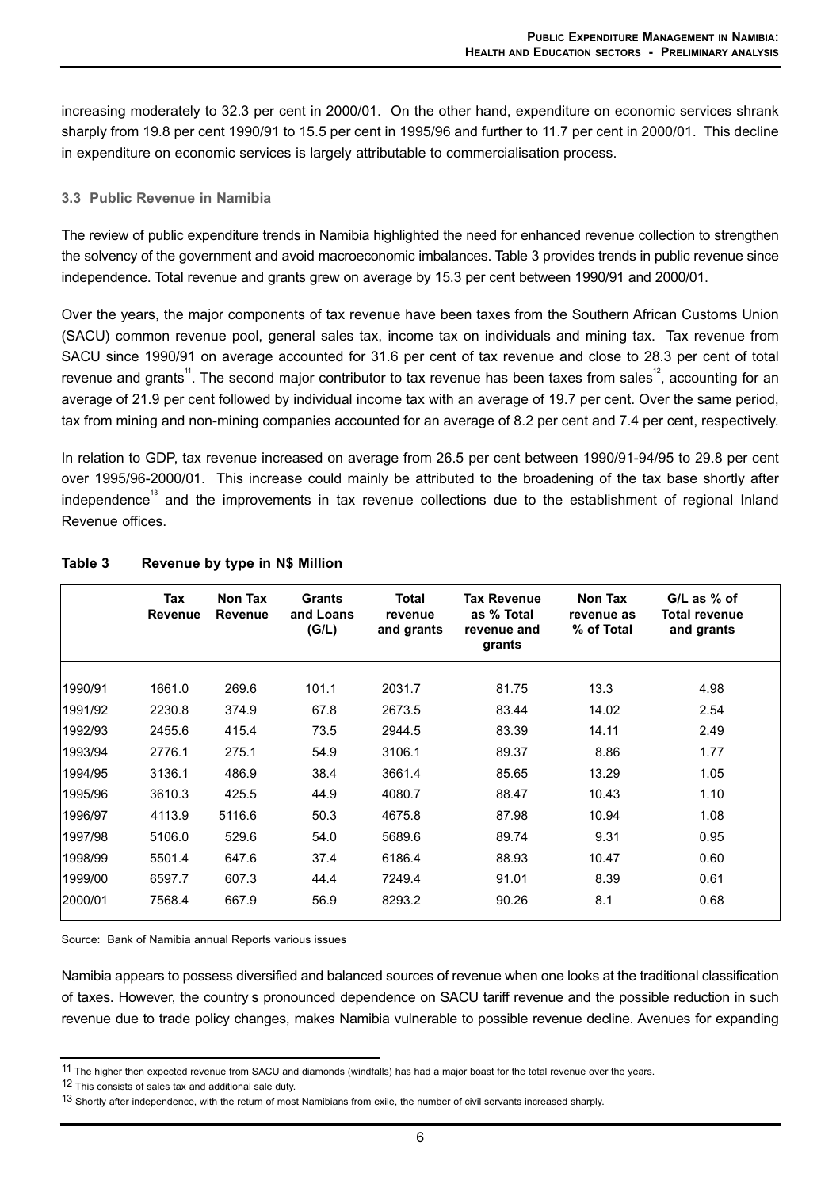increasing moderately to 32.3 per cent in 2000/01. On the other hand, expenditure on economic services shrank sharply from 19.8 per cent 1990/91 to 15.5 per cent in 1995/96 and further to 11.7 per cent in 2000/01. This decline in expenditure on economic services is largely attributable to commercialisation process.

### 3.3 Public Revenue in Namibia

The review of public expenditure trends in Namibia highlighted the need for enhanced revenue collection to strengthen the solvency of the government and avoid macroeconomic imbalances. Table 3 provides trends in public revenue since independence. Total revenue and grants grew on average by 15.3 per cent between 1990/91 and 2000/01.

Over the years, the major components of tax revenue have been taxes from the Southern African Customs Union (SACU) common revenue pool, general sales tax, income tax on individuals and mining tax. Tax revenue from SACU since 1990/91 on average accounted for 31.6 per cent of tax revenue and close to 28.3 per cent of total revenue and grants[11]. The second major contributor to tax revenue has been taxes from sales[12], accounting for an average of 21.9 per cent followed by individual income tax with an average of 19.7 per cent. Over the same period, tax from mining and non-mining companies accounted for an average of 8.2 per cent and 7.4 per cent, respectively.

In relation to GDP, tax revenue increased on average from 26.5 per cent between 1990/91-94/95 to 29.8 per cent over 1995/96-2000/01. This increase could mainly be attributed to the broadening of the tax base shortly after independence[13] and the improvements in tax revenue collections due to the establishment of regional Inland Revenue offices.

**Table 3 Revenue by type in N$ Million**

| | Tax Revenue | Non Tax Revenue | Grants and Loans (G/L) | Total revenue and grants | Tax Revenue as % Total revenue and grants | Non Tax revenue as % of Total | G/L as % of Total revenue and grants |
|---|---|---|---|---|---|---|---|
| 1990/91 | 1661.0 | 269.6 | 101.1 | 2031.7 | 81.75 | 13.3 | 4.98 |
| 1991/92 | 2230.8 | 374.9 | 67.8 | 2673.5 | 83.44 | 14.02 | 2.54 |
| 1992/93 | 2455.6 | 415.4 | 73.5 | 2944.5 | 83.39 | 14.11 | 2.49 |
| 1993/94 | 2776.1 | 275.1 | 54.9 | 3106.1 | 89.37 | 8.86 | 1.77 |
| 1994/95 | 3136.1 | 486.9 | 38.4 | 3661.4 | 85.65 | 13.29 | 1.05 |
| 1995/96 | 3610.3 | 425.5 | 44.9 | 4080.7 | 88.47 | 10.43 | 1.10 |
| 1996/97 | 4113.9 | 5116.6 | 50.3 | 4675.8 | 87.98 | 10.94 | 1.08 |
| 1997/98 | 5106.0 | 529.6 | 54.0 | 5689.6 | 89.74 | 9.31 | 0.95 |
| 1998/99 | 5501.4 | 647.6 | 37.4 | 6186.4 | 88.93 | 10.47 | 0.60 |
| 1999/00 | 6597.7 | 607.3 | 44.4 | 7249.4 | 91.01 | 8.39 | 0.61 |
| 2000/01 | 7568.4 | 667.9 | 56.9 | 8293.2 | 90.26 | 8.1 | 0.68 |

Source: Bank of Namibia annual Reports various issues

Namibia appears to possess diversified and balanced sources of revenue when one looks at the traditional classification of taxes. However, the country s pronounced dependence on SACU tariff revenue and the possible reduction in such revenue due to trade policy changes, makes Namibia vulnerable to possible revenue decline. Avenues for expanding

---

[11] The higher then expected revenue from SACU and diamonds (windfalls) has had a major boast for the total revenue over the years.

[12] This consists of sales tax and additional sale duty.

[13] Shortly after independence, with the return of most Namibians from exile, the number of civil servants increased sharply.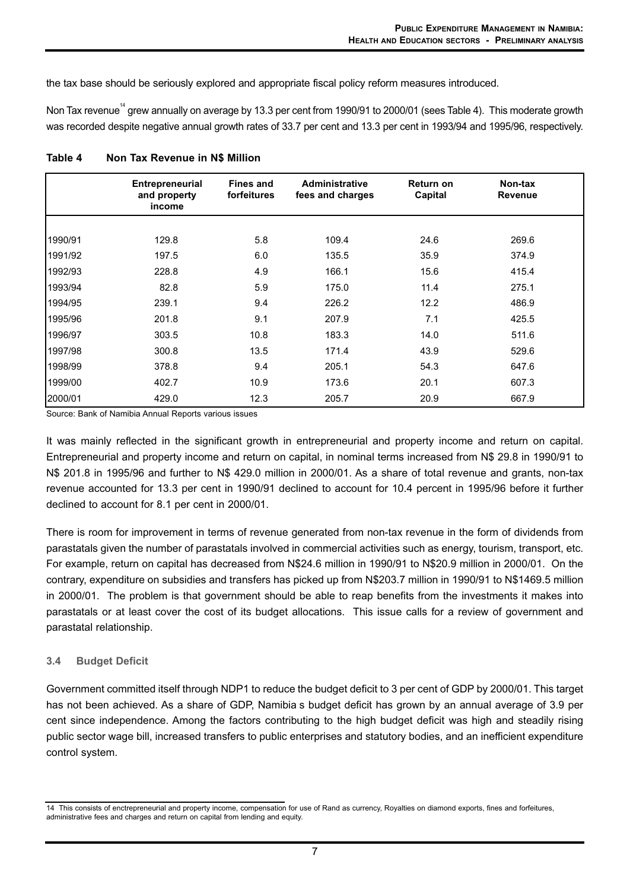the tax base should be seriously explored and appropriate fiscal policy reform measures introduced.

Non Tax revenue[14] grew annually on average by 13.3 per cent from 1990/91 to 2000/01 (sees Table 4). This moderate growth was recorded despite negative annual growth rates of 33.7 per cent and 13.3 per cent in 1993/94 and 1995/96, respectively.

**Table 4 Non Tax Revenue in N$ Million**

| | Entrepreneurial and property income | Fines and forfeitures | Administrative fees and charges | Return on Capital | Non-tax Revenue |
|---|---|---|---|---|---|
| 1990/91 | 129.8 | 5.8 | 109.4 | 24.6 | 269.6 |
| 1991/92 | 197.5 | 6.0 | 135.5 | 35.9 | 374.9 |
| 1992/93 | 228.8 | 4.9 | 166.1 | 15.6 | 415.4 |
| 1993/94 | 82.8 | 5.9 | 175.0 | 11.4 | 275.1 |
| 1994/95 | 239.1 | 9.4 | 226.2 | 12.2 | 486.9 |
| 1995/96 | 201.8 | 9.1 | 207.9 | 7.1 | 425.5 |
| 1996/97 | 303.5 | 10.8 | 183.3 | 14.0 | 511.6 |
| 1997/98 | 300.8 | 13.5 | 171.4 | 43.9 | 529.6 |
| 1998/99 | 378.8 | 9.4 | 205.1 | 54.3 | 647.6 |
| 1999/00 | 402.7 | 10.9 | 173.6 | 20.1 | 607.3 |
| 2000/01 | 429.0 | 12.3 | 205.7 | 20.9 | 667.9 |

Source: Bank of Namibia Annual Reports various issues

It was mainly reflected in the significant growth in entrepreneurial and property income and return on capital. Entrepreneurial and property income and return on capital, in nominal terms increased from N$ 29.8 in 1990/91 to N$ 201.8 in 1995/96 and further to N$ 429.0 million in 2000/01. As a share of total revenue and grants, non-tax revenue accounted for 13.3 per cent in 1990/91 declined to account for 10.4 percent in 1995/96 before it further declined to account for 8.1 per cent in 2000/01.

There is room for improvement in terms of revenue generated from non-tax revenue in the form of dividends from parastatals given the number of parastatals involved in commercial activities such as energy, tourism, transport, etc. For example, return on capital has decreased from N$24.6 million in 1990/91 to N$20.9 million in 2000/01. On the contrary, expenditure on subsidies and transfers has picked up from N$203.7 million in 1990/91 to N$1469.5 million in 2000/01. The problem is that government should be able to reap benefits from the investments it makes into parastatals or at least cover the cost of its budget allocations. This issue calls for a review of government and parastatal relationship.

### 3.4 Budget Deficit

Government committed itself through NDP1 to reduce the budget deficit to 3 per cent of GDP by 2000/01. This target has not been achieved. As a share of GDP, Namibia s budget deficit has grown by an annual average of 3.9 per cent since independence. Among the factors contributing to the high budget deficit was high and steadily rising public sector wage bill, increased transfers to public enterprises and statutory bodies, and an inefficient expenditure control system.

---

14 This consists of enctrepreneurial and property income, compensation for use of Rand as currency, Royalties on diamond exports, fines and forfeitures, administrative fees and charges and return on capital from lending and equity.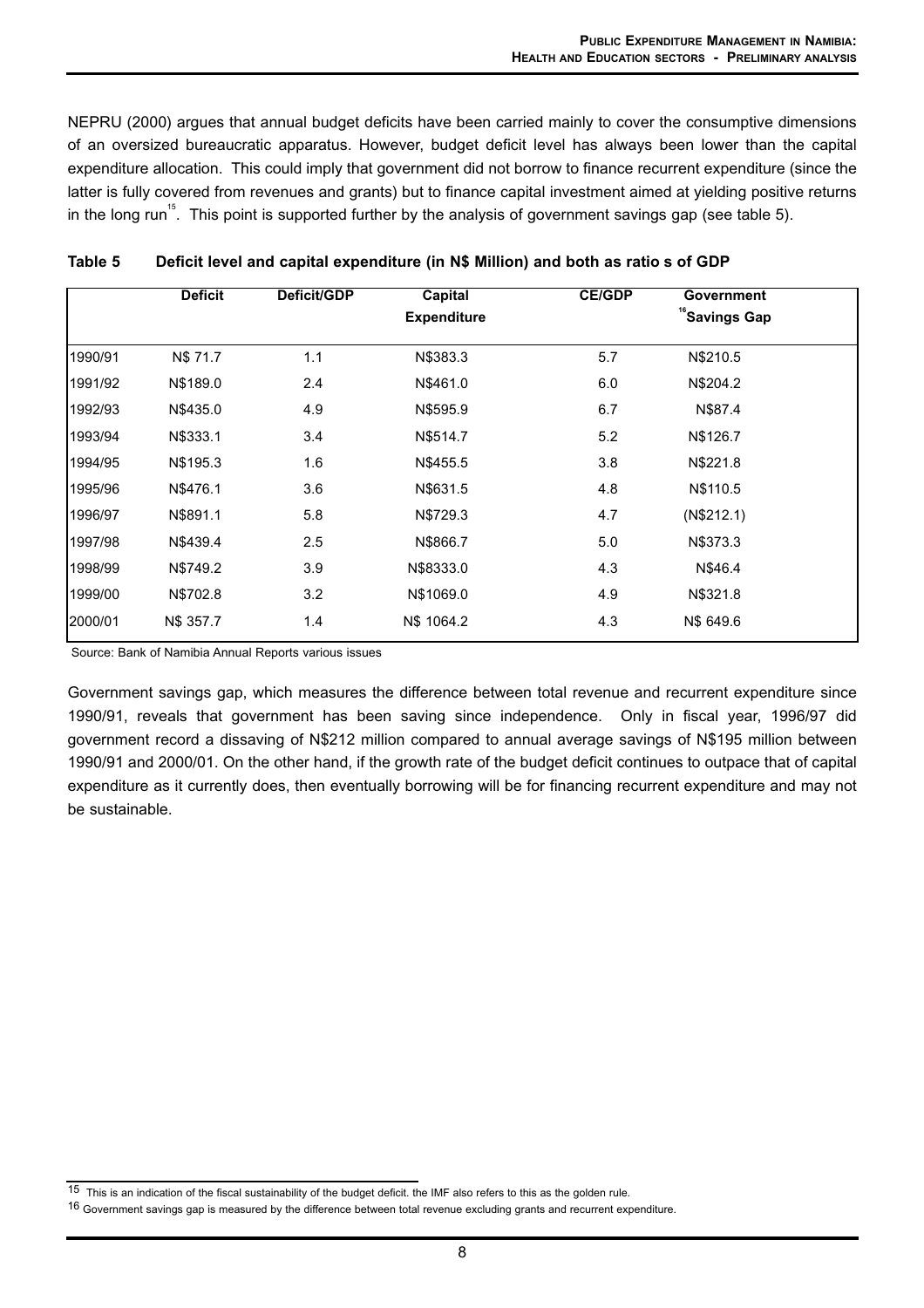NEPRU (2000) argues that annual budget deficits have been carried mainly to cover the consumptive dimensions of an oversized bureaucratic apparatus. However, budget deficit level has always been lower than the capital expenditure allocation. This could imply that government did not borrow to finance recurrent expenditure (since the latter is fully covered from revenues and grants) but to finance capital investment aimed at yielding positive returns in the long run[15]. This point is supported further by the analysis of government savings gap (see table 5).

**Table 5 Deficit level and capital expenditure (in N$ Million) and both as ratio s of GDP**

| | Deficit | Deficit/GDP | Capital Expenditure | CE/GDP | Government [16]Savings Gap |
|---|---|---|---|---|---|
| 1990/91 | N$ 71.7 | 1.1 | N$383.3 | 5.7 | N$210.5 |
| 1991/92 | N$189.0 | 2.4 | N$461.0 | 6.0 | N$204.2 |
| 1992/93 | N$435.0 | 4.9 | N$595.9 | 6.7 | N$87.4 |
| 1993/94 | N$333.1 | 3.4 | N$514.7 | 5.2 | N$126.7 |
| 1994/95 | N$195.3 | 1.6 | N$455.5 | 3.8 | N$221.8 |
| 1995/96 | N$476.1 | 3.6 | N$631.5 | 4.8 | N$110.5 |
| 1996/97 | N$891.1 | 5.8 | N$729.3 | 4.7 | (N$212.1) |
| 1997/98 | N$439.4 | 2.5 | N$866.7 | 5.0 | N$373.3 |
| 1998/99 | N$749.2 | 3.9 | N$8333.0 | 4.3 | N$46.4 |
| 1999/00 | N$702.8 | 3.2 | N$1069.0 | 4.9 | N$321.8 |
| 2000/01 | N$ 357.7 | 1.4 | N$ 1064.2 | 4.3 | N$ 649.6 |

Source: Bank of Namibia Annual Reports various issues

Government savings gap, which measures the difference between total revenue and recurrent expenditure since 1990/91, reveals that government has been saving since independence. Only in fiscal year, 1996/97 did government record a dissaving of N$212 million compared to annual average savings of N$195 million between 1990/91 and 2000/01. On the other hand, if the growth rate of the budget deficit continues to outpace that of capital expenditure as it currently does, then eventually borrowing will be for financing recurrent expenditure and may not be sustainable.

[15] This is an indication of the fiscal sustainability of the budget deficit. the IMF also refers to this as the golden rule.

[16] Government savings gap is measured by the difference between total revenue excluding grants and recurrent expenditure.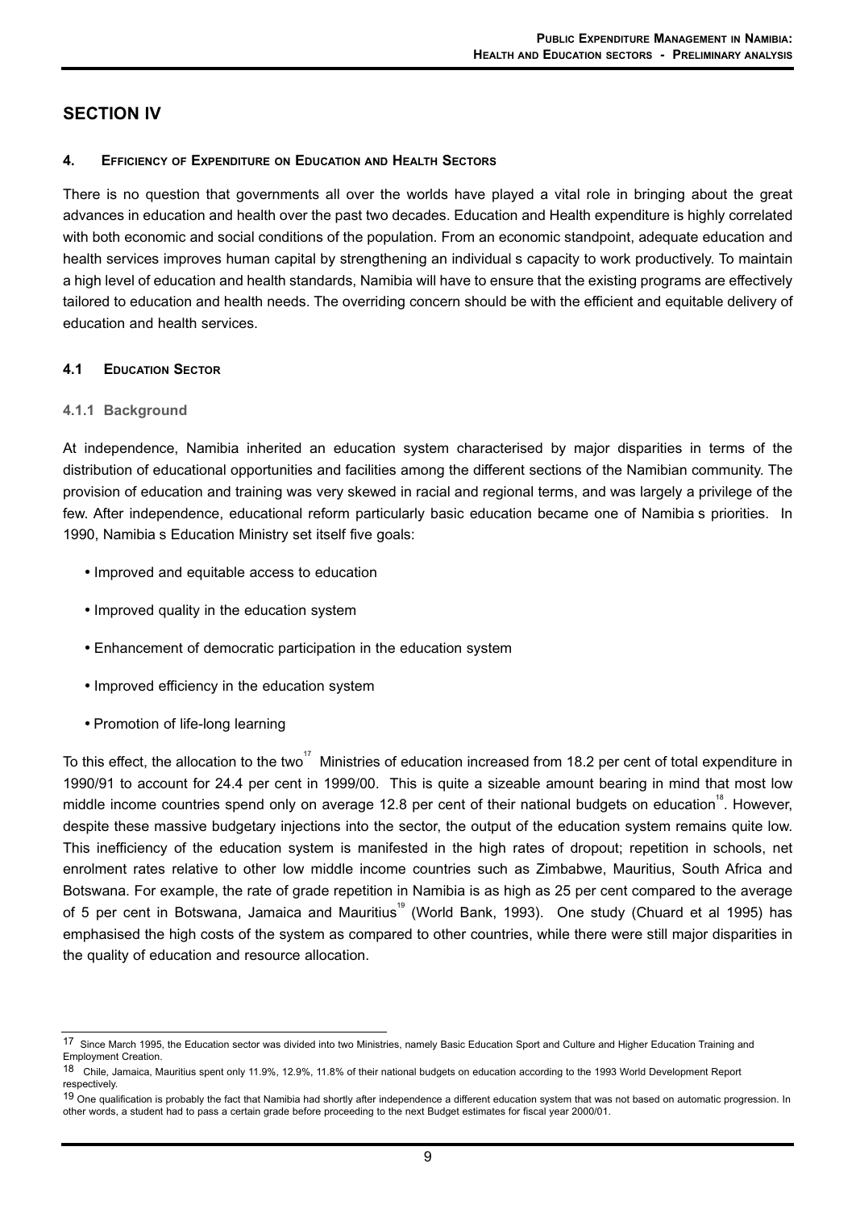# SECTION IV

## 4. EFFICIENCY OF EXPENDITURE ON EDUCATION AND HEALTH SECTORS

There is no question that governments all over the worlds have played a vital role in bringing about the great advances in education and health over the past two decades. Education and Health expenditure is highly correlated with both economic and social conditions of the population. From an economic standpoint, adequate education and health services improves human capital by strengthening an individual s capacity to work productively. To maintain a high level of education and health standards, Namibia will have to ensure that the existing programs are effectively tailored to education and health needs. The overriding concern should be with the efficient and equitable delivery of education and health services.

### 4.1 EDUCATION SECTOR

#### 4.1.1 Background

At independence, Namibia inherited an education system characterised by major disparities in terms of the distribution of educational opportunities and facilities among the different sections of the Namibian community. The provision of education and training was very skewed in racial and regional terms, and was largely a privilege of the few. After independence, educational reform particularly basic education became one of Namibia s priorities. In 1990, Namibia s Education Ministry set itself five goals:

- Improved and equitable access to education
- Improved quality in the education system
- Enhancement of democratic participation in the education system
- Improved efficiency in the education system
- Promotion of life-long learning

To this effect, the allocation to the two[17] Ministries of education increased from 18.2 per cent of total expenditure in 1990/91 to account for 24.4 per cent in 1999/00. This is quite a sizeable amount bearing in mind that most low middle income countries spend only on average 12.8 per cent of their national budgets on education[18]. However, despite these massive budgetary injections into the sector, the output of the education system remains quite low. This inefficiency of the education system is manifested in the high rates of dropout; repetition in schools, net enrolment rates relative to other low middle income countries such as Zimbabwe, Mauritius, South Africa and Botswana. For example, the rate of grade repetition in Namibia is as high as 25 per cent compared to the average of 5 per cent in Botswana, Jamaica and Mauritius[19] (World Bank, 1993). One study (Chuard et al 1995) has emphasised the high costs of the system as compared to other countries, while there were still major disparities in the quality of education and resource allocation.

---

[17] Since March 1995, the Education sector was divided into two Ministries, namely Basic Education Sport and Culture and Higher Education Training and Employment Creation.

[18] Chile, Jamaica, Mauritius spent only 11.9%, 12.9%, 11.8% of their national budgets on education according to the 1993 World Development Report respectively.

[19] One qualification is probably the fact that Namibia had shortly after independence a different education system that was not based on automatic progression. In other words, a student had to pass a certain grade before proceeding to the next Budget estimates for fiscal year 2000/01.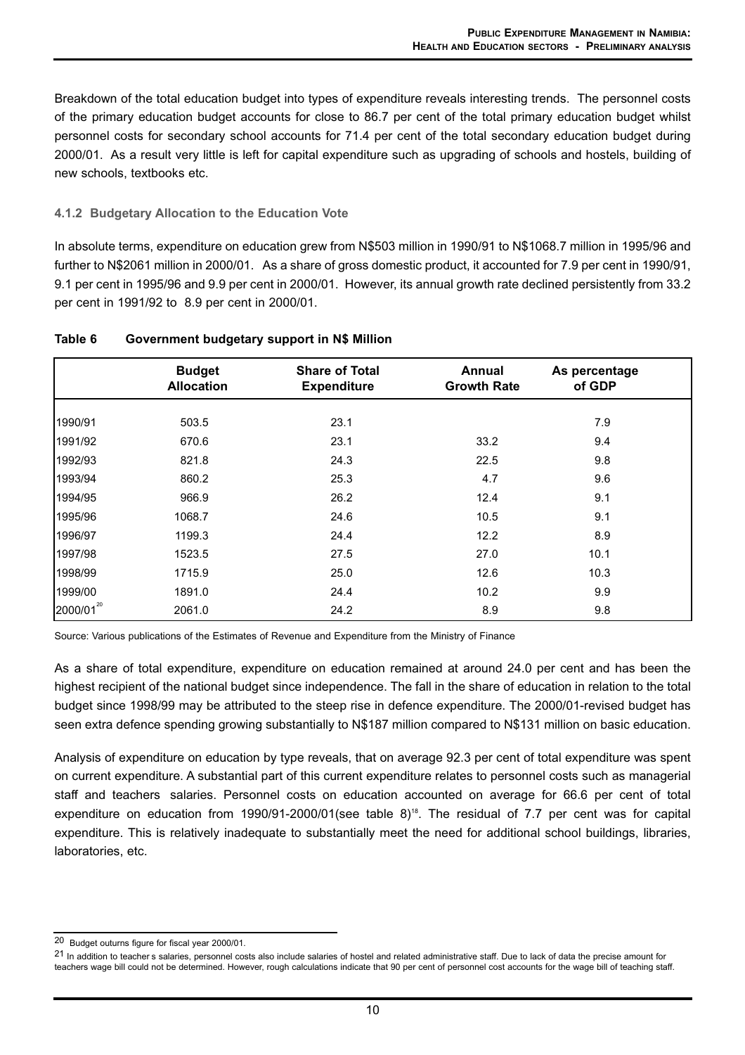Breakdown of the total education budget into types of expenditure reveals interesting trends. The personnel costs of the primary education budget accounts for close to 86.7 per cent of the total primary education budget whilst personnel costs for secondary school accounts for 71.4 per cent of the total secondary education budget during 2000/01. As a result very little is left for capital expenditure such as upgrading of schools and hostels, building of new schools, textbooks etc.

#### 4.1.2 Budgetary Allocation to the Education Vote

In absolute terms, expenditure on education grew from N$503 million in 1990/91 to N$1068.7 million in 1995/96 and further to N$2061 million in 2000/01. As a share of gross domestic product, it accounted for 7.9 per cent in 1990/91, 9.1 per cent in 1995/96 and 9.9 per cent in 2000/01. However, its annual growth rate declined persistently from 33.2 per cent in 1991/92 to 8.9 per cent in 2000/01.

**Table 6 Government budgetary support in N$ Million**

| | Budget Allocation | Share of Total Expenditure | Annual Growth Rate | As percentage of GDP |
|---|---|---|---|---|
| 1990/91 | 503.5 | 23.1 | | 7.9 |
| 1991/92 | 670.6 | 23.1 | 33.2 | 9.4 |
| 1992/93 | 821.8 | 24.3 | 22.5 | 9.8 |
| 1993/94 | 860.2 | 25.3 | 4.7 | 9.6 |
| 1994/95 | 966.9 | 26.2 | 12.4 | 9.1 |
| 1995/96 | 1068.7 | 24.6 | 10.5 | 9.1 |
| 1996/97 | 1199.3 | 24.4 | 12.2 | 8.9 |
| 1997/98 | 1523.5 | 27.5 | 27.0 | 10.1 |
| 1998/99 | 1715.9 | 25.0 | 12.6 | 10.3 |
| 1999/00 | 1891.0 | 24.4 | 10.2 | 9.9 |
| 2000/01[20] | 2061.0 | 24.2 | 8.9 | 9.8 |

Source: Various publications of the Estimates of Revenue and Expenditure from the Ministry of Finance

As a share of total expenditure, expenditure on education remained at around 24.0 per cent and has been the highest recipient of the national budget since independence. The fall in the share of education in relation to the total budget since 1998/99 may be attributed to the steep rise in defence expenditure. The 2000/01-revised budget has seen extra defence spending growing substantially to N$187 million compared to N$131 million on basic education.

Analysis of expenditure on education by type reveals, that on average 92.3 per cent of total expenditure was spent on current expenditure. A substantial part of this current expenditure relates to personnel costs such as managerial staff and teachers salaries. Personnel costs on education accounted on average for 66.6 per cent of total expenditure on education from 1990/91-2000/01(see table 8)[18]. The residual of 7.7 per cent was for capital expenditure. This is relatively inadequate to substantially meet the need for additional school buildings, libraries, laboratories, etc.

---

20 Budget outurns figure for fiscal year 2000/01.

21 In addition to teacher s salaries, personnel costs also include salaries of hostel and related administrative staff. Due to lack of data the precise amount for teachers wage bill could not be determined. However, rough calculations indicate that 90 per cent of personnel cost accounts for the wage bill of teaching staff.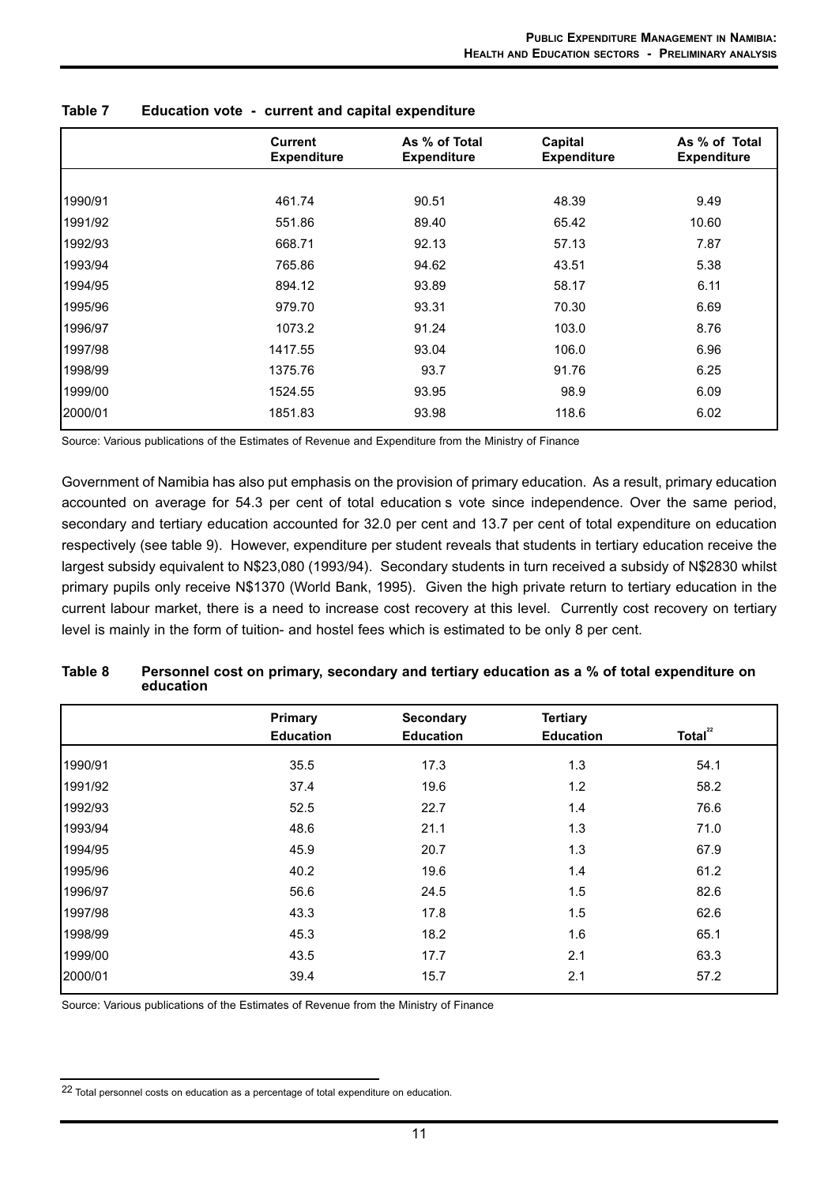**Table 7 Education vote - current and capital expenditure**

| | Current Expenditure | As % of Total Expenditure | Capital Expenditure | As % of Total Expenditure |
|---|---|---|---|---|
| 1990/91 | 461.74 | 90.51 | 48.39 | 9.49 |
| 1991/92 | 551.86 | 89.40 | 65.42 | 10.60 |
| 1992/93 | 668.71 | 92.13 | 57.13 | 7.87 |
| 1993/94 | 765.86 | 94.62 | 43.51 | 5.38 |
| 1994/95 | 894.12 | 93.89 | 58.17 | 6.11 |
| 1995/96 | 979.70 | 93.31 | 70.30 | 6.69 |
| 1996/97 | 1073.2 | 91.24 | 103.0 | 8.76 |
| 1997/98 | 1417.55 | 93.04 | 106.0 | 6.96 |
| 1998/99 | 1375.76 | 93.7 | 91.76 | 6.25 |
| 1999/00 | 1524.55 | 93.95 | 98.9 | 6.09 |
| 2000/01 | 1851.83 | 93.98 | 118.6 | 6.02 |

Source: Various publications of the Estimates of Revenue and Expenditure from the Ministry of Finance

Government of Namibia has also put emphasis on the provision of primary education. As a result, primary education accounted on average for 54.3 per cent of total education s vote since independence. Over the same period, secondary and tertiary education accounted for 32.0 per cent and 13.7 per cent of total expenditure on education respectively (see table 9). However, expenditure per student reveals that students in tertiary education receive the largest subsidy equivalent to N$23,080 (1993/94). Secondary students in turn received a subsidy of N$2830 whilst primary pupils only receive N$1370 (World Bank, 1995). Given the high private return to tertiary education in the current labour market, there is a need to increase cost recovery at this level. Currently cost recovery on tertiary level is mainly in the form of tuition- and hostel fees which is estimated to be only 8 per cent.

**Table 8 Personnel cost on primary, secondary and tertiary education as a % of total expenditure on education**

| | Primary Education | Secondary Education | Tertiary Education | Total[22] |
|---|---|---|---|---|
| 1990/91 | 35.5 | 17.3 | 1.3 | 54.1 |
| 1991/92 | 37.4 | 19.6 | 1.2 | 58.2 |
| 1992/93 | 52.5 | 22.7 | 1.4 | 76.6 |
| 1993/94 | 48.6 | 21.1 | 1.3 | 71.0 |
| 1994/95 | 45.9 | 20.7 | 1.3 | 67.9 |
| 1995/96 | 40.2 | 19.6 | 1.4 | 61.2 |
| 1996/97 | 56.6 | 24.5 | 1.5 | 82.6 |
| 1997/98 | 43.3 | 17.8 | 1.5 | 62.6 |
| 1998/99 | 45.3 | 18.2 | 1.6 | 65.1 |
| 1999/00 | 43.5 | 17.7 | 2.1 | 63.3 |
| 2000/01 | 39.4 | 15.7 | 2.1 | 57.2 |

Source: Various publications of the Estimates of Revenue from the Ministry of Finance

[22] Total personnel costs on education as a percentage of total expenditure on education.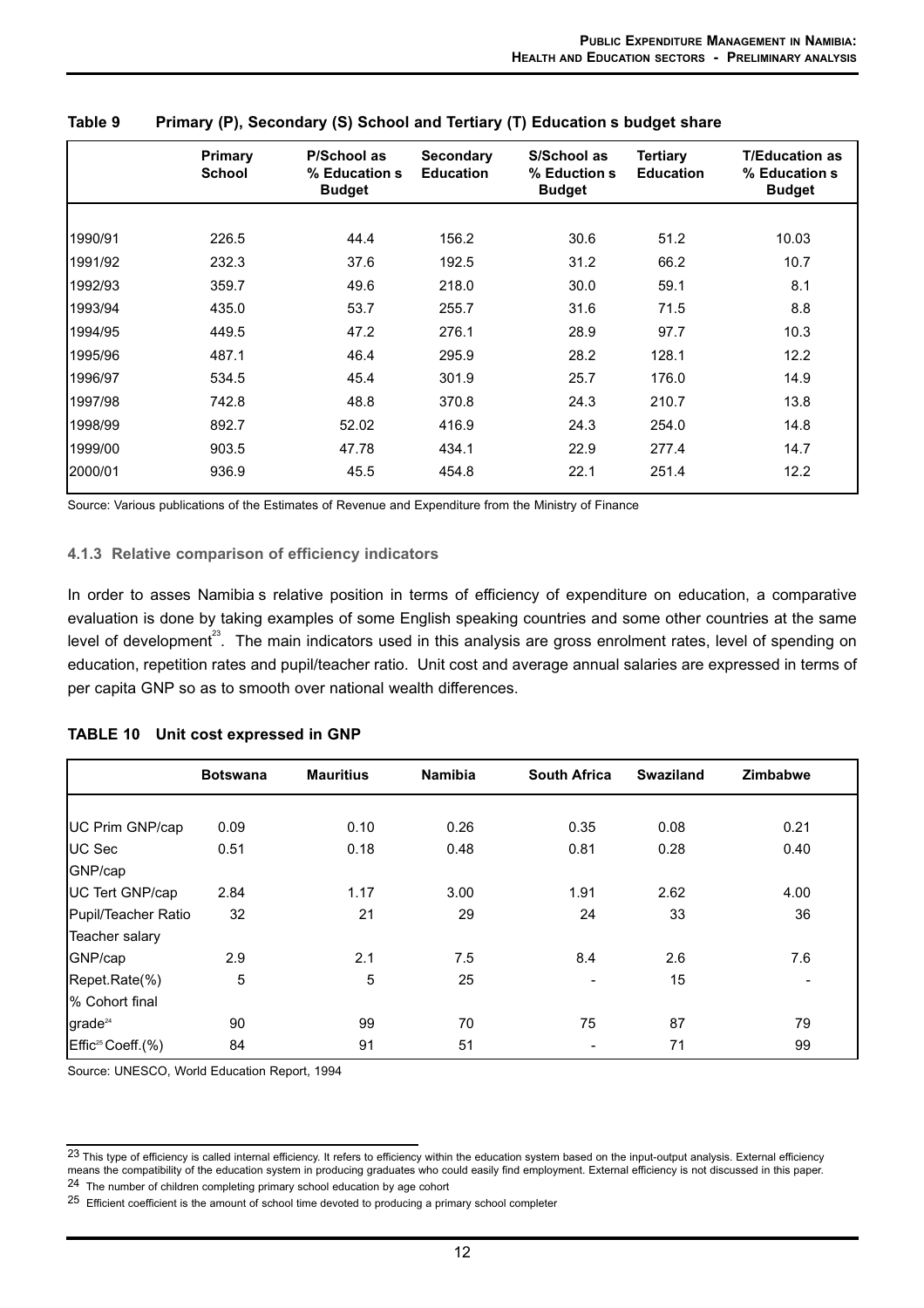**Table 9 Primary (P), Secondary (S) School and Tertiary (T) Education s budget share**

| | Primary School | P/School as % Education s Budget | Secondary Education | S/School as % Eduction s Budget | Tertiary Education | T/Education as % Education s Budget |
|---|---|---|---|---|---|---|
| 1990/91 | 226.5 | 44.4 | 156.2 | 30.6 | 51.2 | 10.03 |
| 1991/92 | 232.3 | 37.6 | 192.5 | 31.2 | 66.2 | 10.7 |
| 1992/93 | 359.7 | 49.6 | 218.0 | 30.0 | 59.1 | 8.1 |
| 1993/94 | 435.0 | 53.7 | 255.7 | 31.6 | 71.5 | 8.8 |
| 1994/95 | 449.5 | 47.2 | 276.1 | 28.9 | 97.7 | 10.3 |
| 1995/96 | 487.1 | 46.4 | 295.9 | 28.2 | 128.1 | 12.2 |
| 1996/97 | 534.5 | 45.4 | 301.9 | 25.7 | 176.0 | 14.9 |
| 1997/98 | 742.8 | 48.8 | 370.8 | 24.3 | 210.7 | 13.8 |
| 1998/99 | 892.7 | 52.02 | 416.9 | 24.3 | 254.0 | 14.8 |
| 1999/00 | 903.5 | 47.78 | 434.1 | 22.9 | 277.4 | 14.7 |
| 2000/01 | 936.9 | 45.5 | 454.8 | 22.1 | 251.4 | 12.2 |

Source: Various publications of the Estimates of Revenue and Expenditure from the Ministry of Finance

### 4.1.3 Relative comparison of efficiency indicators

In order to asses Namibia s relative position in terms of efficiency of expenditure on education, a comparative evaluation is done by taking examples of some English speaking countries and some other countries at the same level of development[23]. The main indicators used in this analysis are gross enrolment rates, level of spending on education, repetition rates and pupil/teacher ratio. Unit cost and average annual salaries are expressed in terms of per capita GNP so as to smooth over national wealth differences.

**TABLE 10 Unit cost expressed in GNP**

| | Botswana | Mauritius | Namibia | South Africa | Swaziland | Zimbabwe |
|---|---|---|---|---|---|---|
| UC Prim GNP/cap | 0.09 | 0.10 | 0.26 | 0.35 | 0.08 | 0.21 |
| UC Sec GNP/cap | 0.51 | 0.18 | 0.48 | 0.81 | 0.28 | 0.40 |
| UC Tert GNP/cap | 2.84 | 1.17 | 3.00 | 1.91 | 2.62 | 4.00 |
| Pupil/Teacher Ratio | 32 | 21 | 29 | 24 | 33 | 36 |
| Teacher salary GNP/cap | 2.9 | 2.1 | 7.5 | 8.4 | 2.6 | 7.6 |
| Repet.Rate(%) | 5 | 5 | 25 | - | 15 | - |
| % Cohort final grade[24] | 90 | 99 | 70 | 75 | 87 | 79 |
| Effic[25] Coeff.(%) | 84 | 91 | 51 | - | 71 | 99 |

Source: UNESCO, World Education Report, 1994

[23] This type of efficiency is called internal efficiency. It refers to efficiency within the education system based on the input-output analysis. External efficiency means the compatibility of the education system in producing graduates who could easily find employment. External efficiency is not discussed in this paper.

[24] The number of children completing primary school education by age cohort

[25] Efficient coefficient is the amount of school time devoted to producing a primary school completer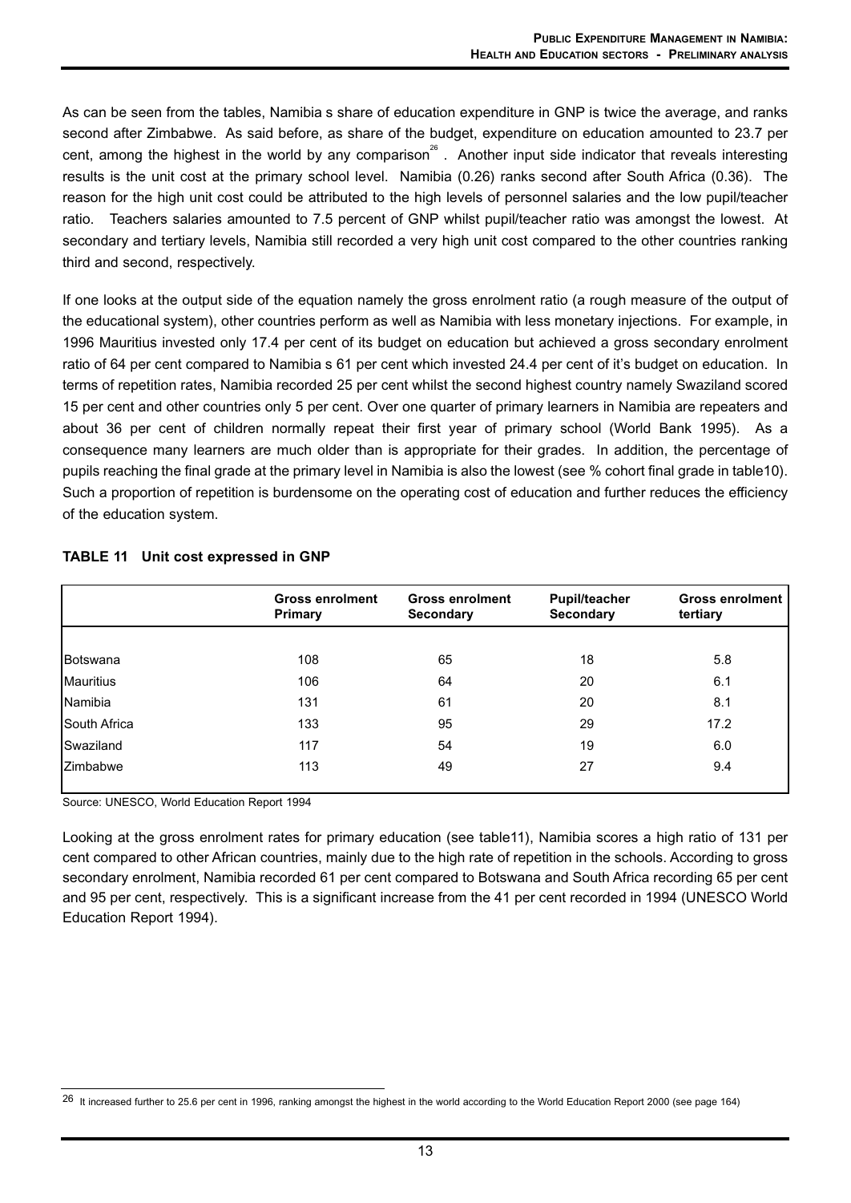As can be seen from the tables, Namibia s share of education expenditure in GNP is twice the average, and ranks second after Zimbabwe. As said before, as share of the budget, expenditure on education amounted to 23.7 per cent, among the highest in the world by any comparison[26] . Another input side indicator that reveals interesting results is the unit cost at the primary school level. Namibia (0.26) ranks second after South Africa (0.36). The reason for the high unit cost could be attributed to the high levels of personnel salaries and the low pupil/teacher ratio. Teachers salaries amounted to 7.5 percent of GNP whilst pupil/teacher ratio was amongst the lowest. At secondary and tertiary levels, Namibia still recorded a very high unit cost compared to the other countries ranking third and second, respectively.

If one looks at the output side of the equation namely the gross enrolment ratio (a rough measure of the output of the educational system), other countries perform as well as Namibia with less monetary injections. For example, in 1996 Mauritius invested only 17.4 per cent of its budget on education but achieved a gross secondary enrolment ratio of 64 per cent compared to Namibia s 61 per cent which invested 24.4 per cent of it's budget on education. In terms of repetition rates, Namibia recorded 25 per cent whilst the second highest country namely Swaziland scored 15 per cent and other countries only 5 per cent. Over one quarter of primary learners in Namibia are repeaters and about 36 per cent of children normally repeat their first year of primary school (World Bank 1995). As a consequence many learners are much older than is appropriate for their grades. In addition, the percentage of pupils reaching the final grade at the primary level in Namibia is also the lowest (see % cohort final grade in table10). Such a proportion of repetition is burdensome on the operating cost of education and further reduces the efficiency of the education system.

**TABLE 11 Unit cost expressed in GNP**

| | Gross enrolment Primary | Gross enrolment Secondary | Pupil/teacher Secondary | Gross enrolment tertiary |
|---|---|---|---|---|
| Botswana | 108 | 65 | 18 | 5.8 |
| Mauritius | 106 | 64 | 20 | 6.1 |
| Namibia | 131 | 61 | 20 | 8.1 |
| South Africa | 133 | 95 | 29 | 17.2 |
| Swaziland | 117 | 54 | 19 | 6.0 |
| Zimbabwe | 113 | 49 | 27 | 9.4 |

Source: UNESCO, World Education Report 1994

Looking at the gross enrolment rates for primary education (see table11), Namibia scores a high ratio of 131 per cent compared to other African countries, mainly due to the high rate of repetition in the schools. According to gross secondary enrolment, Namibia recorded 61 per cent compared to Botswana and South Africa recording 65 per cent and 95 per cent, respectively. This is a significant increase from the 41 per cent recorded in 1994 (UNESCO World Education Report 1994).

---

[26] It increased further to 25.6 per cent in 1996, ranking amongst the highest in the world according to the World Education Report 2000 (see page 164)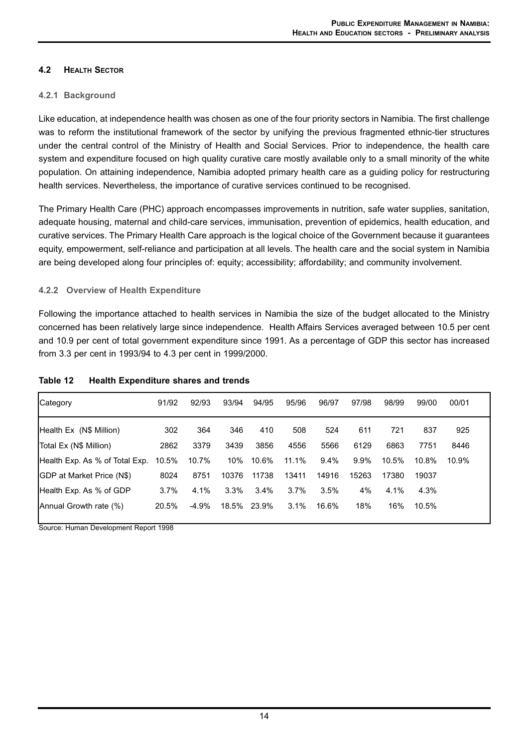## 4.2 Health Sector

### 4.2.1 Background

Like education, at independence health was chosen as one of the four priority sectors in Namibia. The first challenge was to reform the institutional framework of the sector by unifying the previous fragmented ethnic-tier structures under the central control of the Ministry of Health and Social Services. Prior to independence, the health care system and expenditure focused on high quality curative care mostly available only to a small minority of the white population. On attaining independence, Namibia adopted primary health care as a guiding policy for restructuring health services. Nevertheless, the importance of curative services continued to be recognised.

The Primary Health Care (PHC) approach encompasses improvements in nutrition, safe water supplies, sanitation, adequate housing, maternal and child-care services, immunisation, prevention of epidemics, health education, and curative services. The Primary Health Care approach is the logical choice of the Government because it guarantees equity, empowerment, self-reliance and participation at all levels. The health care and the social system in Namibia are being developed along four principles of: equity; accessibility; affordability; and community involvement.

### 4.2.2 Overview of Health Expenditure

Following the importance attached to health services in Namibia the size of the budget allocated to the Ministry concerned has been relatively large since independence. Health Affairs Services averaged between 10.5 per cent and 10.9 per cent of total government expenditure since 1991. As a percentage of GDP this sector has increased from 3.3 per cent in 1993/94 to 4.3 per cent in 1999/2000.

**Table 12 Health Expenditure shares and trends**

| Category | 91/92 | 92/93 | 93/94 | 94/95 | 95/96 | 96/97 | 97/98 | 98/99 | 99/00 | 00/01 |
|---|---|---|---|---|---|---|---|---|---|---|
| Health Ex (N$ Million) | 302 | 364 | 346 | 410 | 508 | 524 | 611 | 721 | 837 | 925 |
| Total Ex (N$ Million) | 2862 | 3379 | 3439 | 3856 | 4556 | 5566 | 6129 | 6863 | 7751 | 8446 |
| Health Exp. As % of Total Exp. | 10.5% | 10.7% | 10% | 10.6% | 11.1% | 9.4% | 9.9% | 10.5% | 10.8% | 10.9% |
| GDP at Market Price (N$) | 8024 | 8751 | 10376 | 11738 | 13411 | 14916 | 15263 | 17380 | 19037 | |
| Health Exp. As % of GDP | 3.7% | 4.1% | 3.3% | 3.4% | 3.7% | 3.5% | 4% | 4.1% | 4.3% | |
| Annual Growth rate (%) | 20.5% | -4.9% | 18.5% | 23.9% | 3.1% | 16.6% | 18% | 16% | 10.5% | |

Source: Human Development Report 1998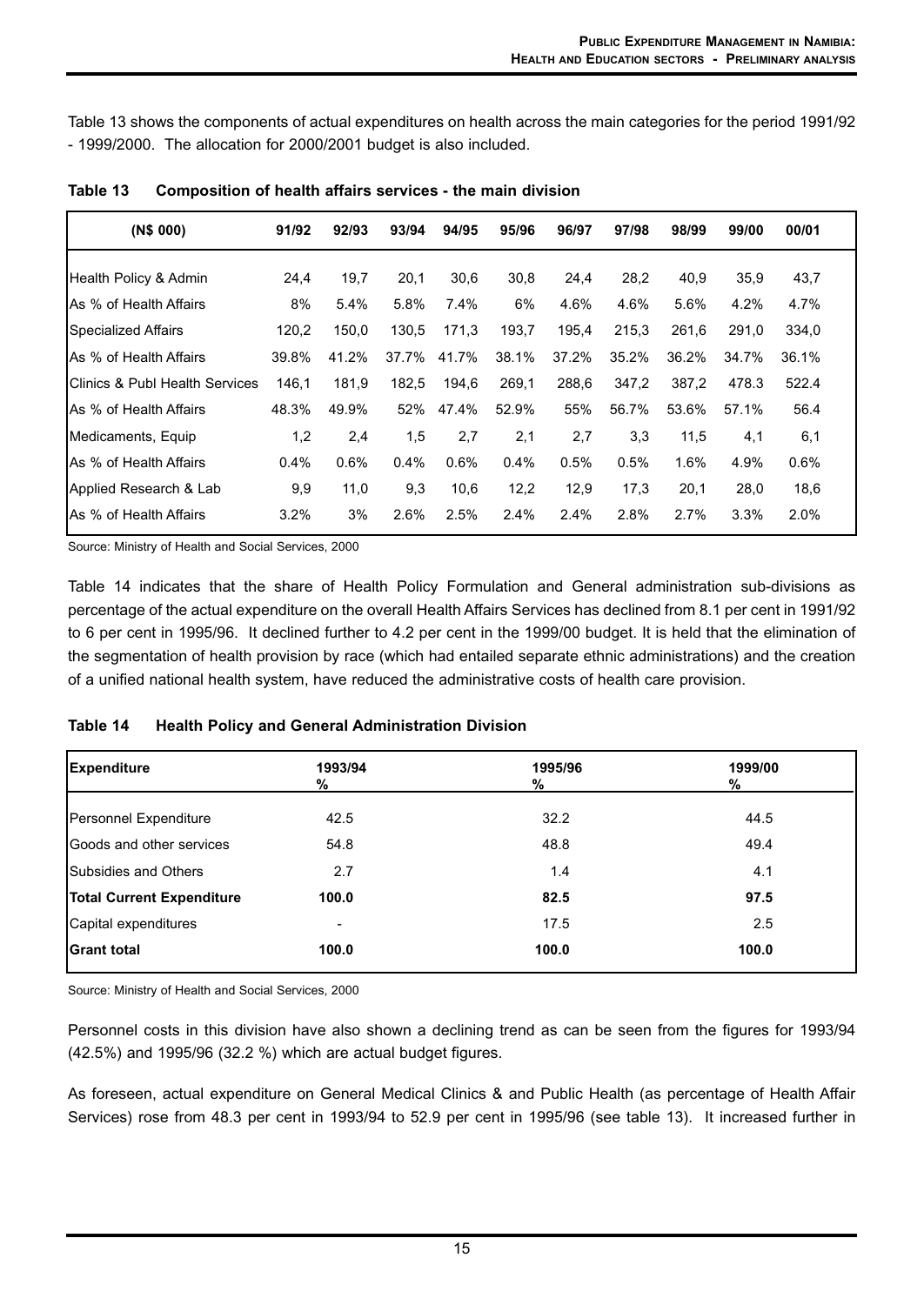Table 13 shows the components of actual expenditures on health across the main categories for the period 1991/92 - 1999/2000. The allocation for 2000/2001 budget is also included.

**Table 13 Composition of health affairs services - the main division**

| (N$ 000) | 91/92 | 92/93 | 93/94 | 94/95 | 95/96 | 96/97 | 97/98 | 98/99 | 99/00 | 00/01 |
|---|---|---|---|---|---|---|---|---|---|---|
| Health Policy & Admin | 24,4 | 19,7 | 20,1 | 30,6 | 30,8 | 24,4 | 28,2 | 40,9 | 35,9 | 43,7 |
| As % of Health Affairs | 8% | 5.4% | 5.8% | 7.4% | 6% | 4.6% | 4.6% | 5.6% | 4.2% | 4.7% |
| Specialized Affairs | 120,2 | 150,0 | 130,5 | 171,3 | 193,7 | 195,4 | 215,3 | 261,6 | 291,0 | 334,0 |
| As % of Health Affairs | 39.8% | 41.2% | 37.7% | 41.7% | 38.1% | 37.2% | 35.2% | 36.2% | 34.7% | 36.1% |
| Clinics & Publ Health Services | 146,1 | 181,9 | 182,5 | 194,6 | 269,1 | 288,6 | 347,2 | 387,2 | 478.3 | 522.4 |
| As % of Health Affairs | 48.3% | 49.9% | 52% | 47.4% | 52.9% | 55% | 56.7% | 53.6% | 57.1% | 56.4 |
| Medicaments, Equip | 1,2 | 2,4 | 1,5 | 2,7 | 2,1 | 2,7 | 3,3 | 11,5 | 4,1 | 6,1 |
| As % of Health Affairs | 0.4% | 0.6% | 0.4% | 0.6% | 0.4% | 0.5% | 0.5% | 1.6% | 4.9% | 0.6% |
| Applied Research & Lab | 9,9 | 11,0 | 9,3 | 10,6 | 12,2 | 12,9 | 17,3 | 20,1 | 28,0 | 18,6 |
| As % of Health Affairs | 3.2% | 3% | 2.6% | 2.5% | 2.4% | 2.4% | 2.8% | 2.7% | 3.3% | 2.0% |

Source: Ministry of Health and Social Services, 2000

Table 14 indicates that the share of Health Policy Formulation and General administration sub-divisions as percentage of the actual expenditure on the overall Health Affairs Services has declined from 8.1 per cent in 1991/92 to 6 per cent in 1995/96. It declined further to 4.2 per cent in the 1999/00 budget. It is held that the elimination of the segmentation of health provision by race (which had entailed separate ethnic administrations) and the creation of a unified national health system, have reduced the administrative costs of health care provision.

**Table 14 Health Policy and General Administration Division**

| Expenditure | 1993/94 % | 1995/96 % | 1999/00 % |
|---|---|---|---|
| Personnel Expenditure | 42.5 | 32.2 | 44.5 |
| Goods and other services | 54.8 | 48.8 | 49.4 |
| Subsidies and Others | 2.7 | 1.4 | 4.1 |
| **Total Current Expenditure** | **100.0** | **82.5** | **97.5** |
| Capital expenditures | - | 17.5 | 2.5 |
| **Grant total** | **100.0** | **100.0** | **100.0** |

Source: Ministry of Health and Social Services, 2000

Personnel costs in this division have also shown a declining trend as can be seen from the figures for 1993/94 (42.5%) and 1995/96 (32.2 %) which are actual budget figures.

As foreseen, actual expenditure on General Medical Clinics & and Public Health (as percentage of Health Affair Services) rose from 48.3 per cent in 1993/94 to 52.9 per cent in 1995/96 (see table 13). It increased further in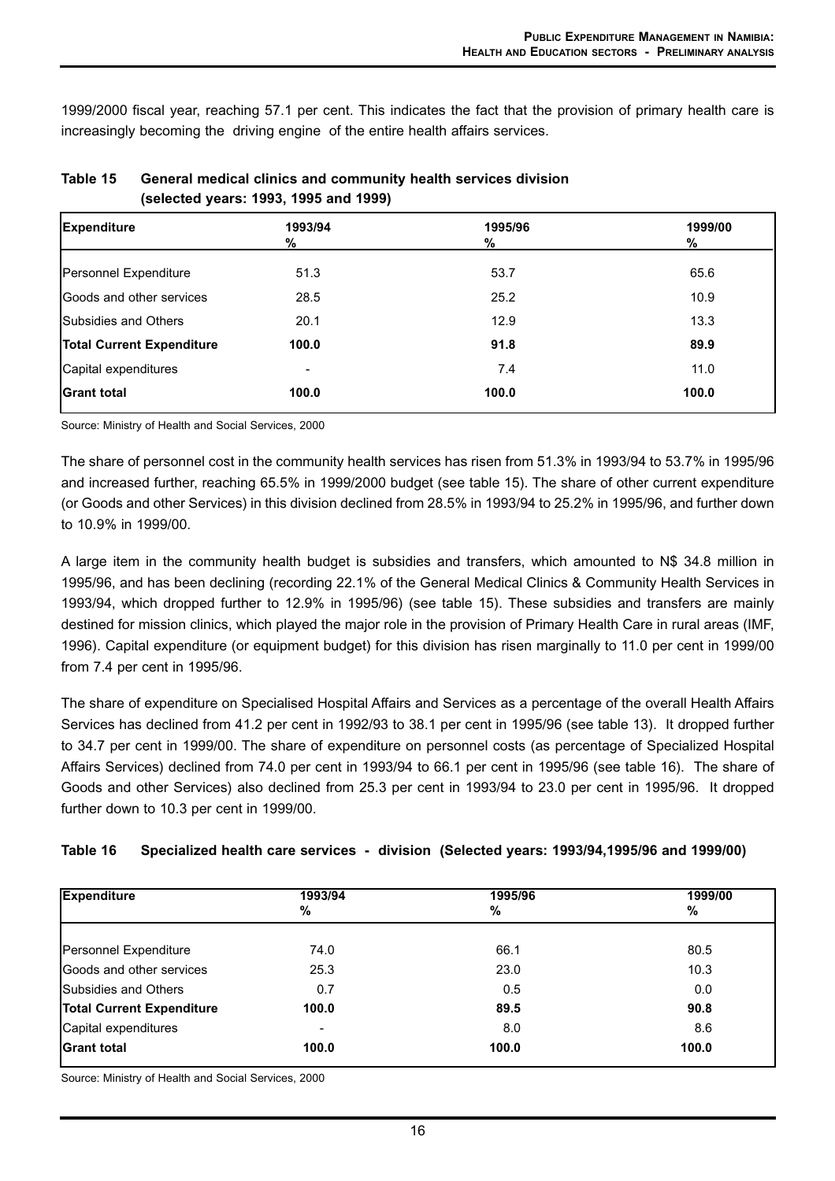1999/2000 fiscal year, reaching 57.1 per cent. This indicates the fact that the provision of primary health care is increasingly becoming the driving engine of the entire health affairs services.

**Table 15 General medical clinics and community health services division (selected years: 1993, 1995 and 1999)**

| Expenditure | 1993/94 % | 1995/96 % | 1999/00 % |
|---|---|---|---|
| Personnel Expenditure | 51.3 | 53.7 | 65.6 |
| Goods and other services | 28.5 | 25.2 | 10.9 |
| Subsidies and Others | 20.1 | 12.9 | 13.3 |
| **Total Current Expenditure** | **100.0** | **91.8** | **89.9** |
| Capital expenditures | - | 7.4 | 11.0 |
| **Grant total** | **100.0** | **100.0** | **100.0** |

Source: Ministry of Health and Social Services, 2000

The share of personnel cost in the community health services has risen from 51.3% in 1993/94 to 53.7% in 1995/96 and increased further, reaching 65.5% in 1999/2000 budget (see table 15). The share of other current expenditure (or Goods and other Services) in this division declined from 28.5% in 1993/94 to 25.2% in 1995/96, and further down to 10.9% in 1999/00.

A large item in the community health budget is subsidies and transfers, which amounted to N$ 34.8 million in 1995/96, and has been declining (recording 22.1% of the General Medical Clinics & Community Health Services in 1993/94, which dropped further to 12.9% in 1995/96) (see table 15). These subsidies and transfers are mainly destined for mission clinics, which played the major role in the provision of Primary Health Care in rural areas (IMF, 1996). Capital expenditure (or equipment budget) for this division has risen marginally to 11.0 per cent in 1999/00 from 7.4 per cent in 1995/96.

The share of expenditure on Specialised Hospital Affairs and Services as a percentage of the overall Health Affairs Services has declined from 41.2 per cent in 1992/93 to 38.1 per cent in 1995/96 (see table 13). It dropped further to 34.7 per cent in 1999/00. The share of expenditure on personnel costs (as percentage of Specialized Hospital Affairs Services) declined from 74.0 per cent in 1993/94 to 66.1 per cent in 1995/96 (see table 16). The share of Goods and other Services) also declined from 25.3 per cent in 1993/94 to 23.0 per cent in 1995/96. It dropped further down to 10.3 per cent in 1999/00.

**Table 16 Specialized health care services - division (Selected years: 1993/94,1995/96 and 1999/00)**

| Expenditure | 1993/94 % | 1995/96 % | 1999/00 % |
|---|---|---|---|
| Personnel Expenditure | 74.0 | 66.1 | 80.5 |
| Goods and other services | 25.3 | 23.0 | 10.3 |
| Subsidies and Others | 0.7 | 0.5 | 0.0 |
| **Total Current Expenditure** | **100.0** | **89.5** | **90.8** |
| Capital expenditures | - | 8.0 | 8.6 |
| **Grant total** | **100.0** | **100.0** | **100.0** |

Source: Ministry of Health and Social Services, 2000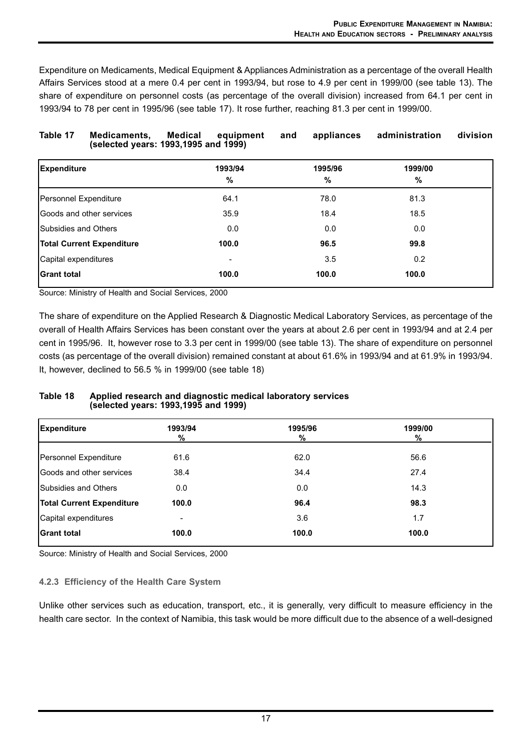Expenditure on Medicaments, Medical Equipment & Appliances Administration as a percentage of the overall Health Affairs Services stood at a mere 0.4 per cent in 1993/94, but rose to 4.9 per cent in 1999/00 (see table 13). The share of expenditure on personnel costs (as percentage of the overall division) increased from 64.1 per cent in 1993/94 to 78 per cent in 1995/96 (see table 17). It rose further, reaching 81.3 per cent in 1999/00.

**Table 17 Medicaments, Medical equipment and appliances administration division (selected years: 1993,1995 and 1999)**

| Expenditure | 1993/94 % | 1995/96 % | 1999/00 % |
|---|---|---|---|
| Personnel Expenditure | 64.1 | 78.0 | 81.3 |
| Goods and other services | 35.9 | 18.4 | 18.5 |
| Subsidies and Others | 0.0 | 0.0 | 0.0 |
| **Total Current Expenditure** | **100.0** | **96.5** | **99.8** |
| Capital expenditures | - | 3.5 | 0.2 |
| **Grant total** | **100.0** | **100.0** | **100.0** |

Source: Ministry of Health and Social Services, 2000

The share of expenditure on the Applied Research & Diagnostic Medical Laboratory Services, as percentage of the overall of Health Affairs Services has been constant over the years at about 2.6 per cent in 1993/94 and at 2.4 per cent in 1995/96. It, however rose to 3.3 per cent in 1999/00 (see table 13). The share of expenditure on personnel costs (as percentage of the overall division) remained constant at about 61.6% in 1993/94 and at 61.9% in 1993/94. It, however, declined to 56.5 % in 1999/00 (see table 18)

**Table 18 Applied research and diagnostic medical laboratory services (selected years: 1993,1995 and 1999)**

| Expenditure | 1993/94 % | 1995/96 % | 1999/00 % |
|---|---|---|---|
| Personnel Expenditure | 61.6 | 62.0 | 56.6 |
| Goods and other services | 38.4 | 34.4 | 27.4 |
| Subsidies and Others | 0.0 | 0.0 | 14.3 |
| **Total Current Expenditure** | **100.0** | **96.4** | **98.3** |
| Capital expenditures | - | 3.6 | 1.7 |
| **Grant total** | **100.0** | **100.0** | **100.0** |

Source: Ministry of Health and Social Services, 2000

#### 4.2.3 Efficiency of the Health Care System

Unlike other services such as education, transport, etc., it is generally, very difficult to measure efficiency in the health care sector. In the context of Namibia, this task would be more difficult due to the absence of a well-designed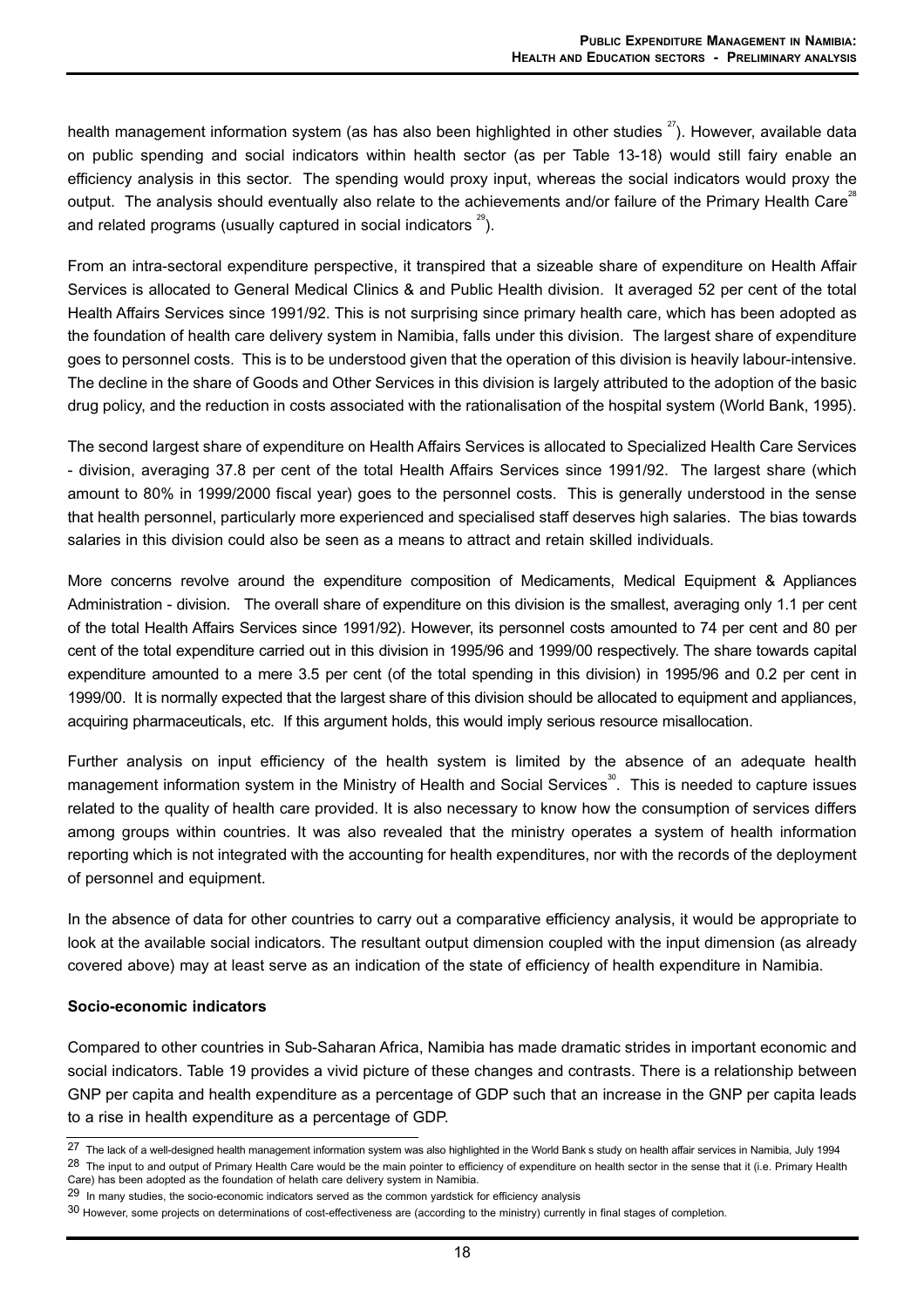health management information system (as has also been highlighted in other studies [27]). However, available data on public spending and social indicators within health sector (as per Table 13-18) would still fairy enable an efficiency analysis in this sector. The spending would proxy input, whereas the social indicators would proxy the output. The analysis should eventually also relate to the achievements and/or failure of the Primary Health Care[28] and related programs (usually captured in social indicators [29]).

From an intra-sectoral expenditure perspective, it transpired that a sizeable share of expenditure on Health Affair Services is allocated to General Medical Clinics & and Public Health division. It averaged 52 per cent of the total Health Affairs Services since 1991/92. This is not surprising since primary health care, which has been adopted as the foundation of health care delivery system in Namibia, falls under this division. The largest share of expenditure goes to personnel costs. This is to be understood given that the operation of this division is heavily labour-intensive. The decline in the share of Goods and Other Services in this division is largely attributed to the adoption of the basic drug policy, and the reduction in costs associated with the rationalisation of the hospital system (World Bank, 1995).

The second largest share of expenditure on Health Affairs Services is allocated to Specialized Health Care Services - division, averaging 37.8 per cent of the total Health Affairs Services since 1991/92. The largest share (which amount to 80% in 1999/2000 fiscal year) goes to the personnel costs. This is generally understood in the sense that health personnel, particularly more experienced and specialised staff deserves high salaries. The bias towards salaries in this division could also be seen as a means to attract and retain skilled individuals.

More concerns revolve around the expenditure composition of Medicaments, Medical Equipment & Appliances Administration - division. The overall share of expenditure on this division is the smallest, averaging only 1.1 per cent of the total Health Affairs Services since 1991/92). However, its personnel costs amounted to 74 per cent and 80 per cent of the total expenditure carried out in this division in 1995/96 and 1999/00 respectively. The share towards capital expenditure amounted to a mere 3.5 per cent (of the total spending in this division) in 1995/96 and 0.2 per cent in 1999/00. It is normally expected that the largest share of this division should be allocated to equipment and appliances, acquiring pharmaceuticals, etc. If this argument holds, this would imply serious resource misallocation.

Further analysis on input efficiency of the health system is limited by the absence of an adequate health management information system in the Ministry of Health and Social Services[30]. This is needed to capture issues related to the quality of health care provided. It is also necessary to know how the consumption of services differs among groups within countries. It was also revealed that the ministry operates a system of health information reporting which is not integrated with the accounting for health expenditures, nor with the records of the deployment of personnel and equipment.

In the absence of data for other countries to carry out a comparative efficiency analysis, it would be appropriate to look at the available social indicators. The resultant output dimension coupled with the input dimension (as already covered above) may at least serve as an indication of the state of efficiency of health expenditure in Namibia.

**Socio-economic indicators**

Compared to other countries in Sub-Saharan Africa, Namibia has made dramatic strides in important economic and social indicators. Table 19 provides a vivid picture of these changes and contrasts. There is a relationship between GNP per capita and health expenditure as a percentage of GDP such that an increase in the GNP per capita leads to a rise in health expenditure as a percentage of GDP.

---

[27] The lack of a well-designed health management information system was also highlighted in the World Bank s study on health affair services in Namibia, July 1994

[28] The input to and output of Primary Health Care would be the main pointer to efficiency of expenditure on health sector in the sense that it (i.e. Primary Health Care) has been adopted as the foundation of helath care delivery system in Namibia.

[29] In many studies, the socio-economic indicators served as the common yardstick for efficiency analysis

[30] However, some projects on determinations of cost-effectiveness are (according to the ministry) currently in final stages of completion.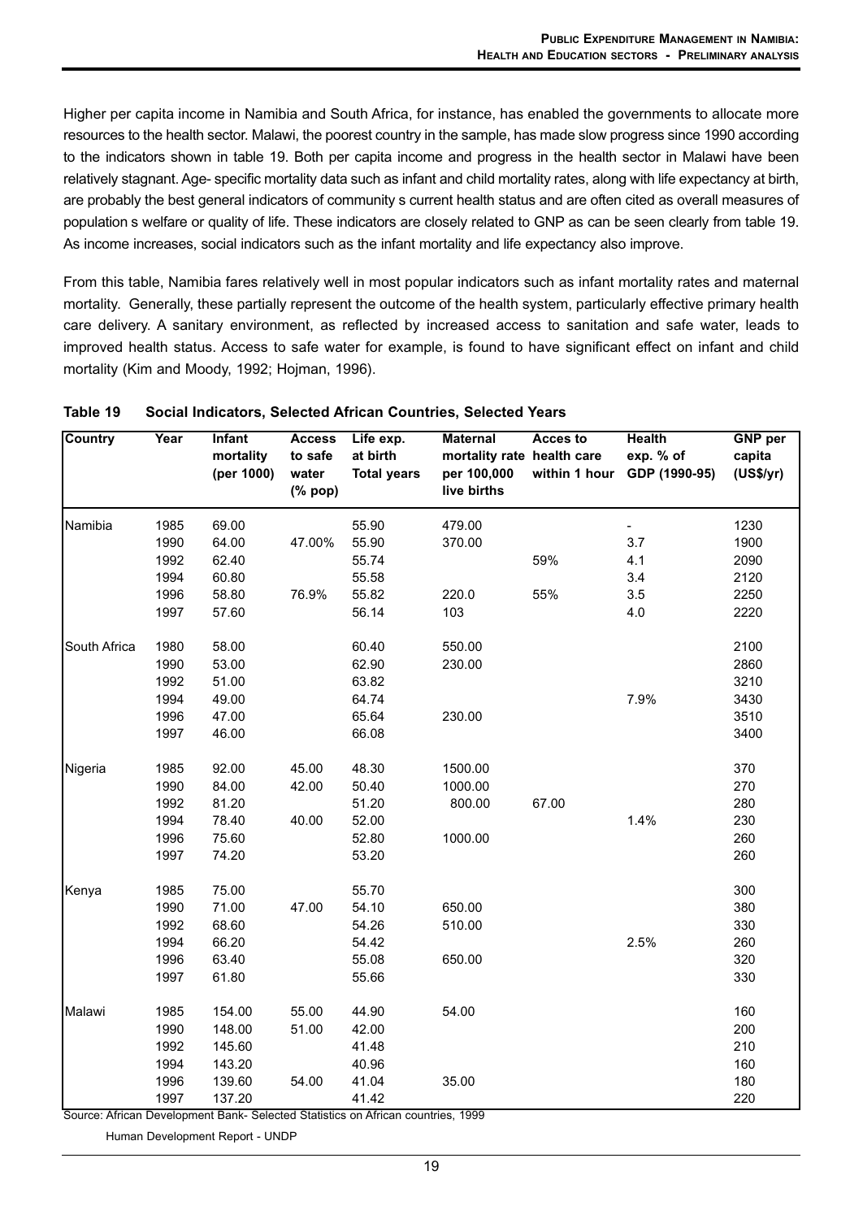Higher per capita income in Namibia and South Africa, for instance, has enabled the governments to allocate more resources to the health sector. Malawi, the poorest country in the sample, has made slow progress since 1990 according to the indicators shown in table 19. Both per capita income and progress in the health sector in Malawi have been relatively stagnant. Age- specific mortality data such as infant and child mortality rates, along with life expectancy at birth, are probably the best general indicators of community s current health status and are often cited as overall measures of population s welfare or quality of life. These indicators are closely related to GNP as can be seen clearly from table 19. As income increases, social indicators such as the infant mortality and life expectancy also improve.

From this table, Namibia fares relatively well in most popular indicators such as infant mortality rates and maternal mortality. Generally, these partially represent the outcome of the health system, particularly effective primary health care delivery. A sanitary environment, as reflected by increased access to sanitation and safe water, leads to improved health status. Access to safe water for example, is found to have significant effect on infant and child mortality (Kim and Moody, 1992; Hojman, 1996).

**Table 19 Social Indicators, Selected African Countries, Selected Years**

| Country | Year | Infant mortality (per 1000) | Access to safe water (% pop) | Life exp. at birth Total years | Maternal mortality rate per 100,000 live births | Acces to health care within 1 hour | Health exp. % of GDP (1990-95) | GNP per capita (US$/yr) |
|---|---|---|---|---|---|---|---|---|
| Namibia | 1985 | 69.00 | | 55.90 | 479.00 | | - | 1230 |
| | 1990 | 64.00 | 47.00% | 55.90 | 370.00 | | 3.7 | 1900 |
| | 1992 | 62.40 | | 55.74 | | 59% | 4.1 | 2090 |
| | 1994 | 60.80 | | 55.58 | | | 3.4 | 2120 |
| | 1996 | 58.80 | 76.9% | 55.82 | 220.0 | 55% | 3.5 | 2250 |
| | 1997 | 57.60 | | 56.14 | 103 | | 4.0 | 2220 |
| South Africa | 1980 | 58.00 | | 60.40 | 550.00 | | | 2100 |
| | 1990 | 53.00 | | 62.90 | 230.00 | | | 2860 |
| | 1992 | 51.00 | | 63.82 | | | | 3210 |
| | 1994 | 49.00 | | 64.74 | | | 7.9% | 3430 |
| | 1996 | 47.00 | | 65.64 | 230.00 | | | 3510 |
| | 1997 | 46.00 | | 66.08 | | | | 3400 |
| Nigeria | 1985 | 92.00 | 45.00 | 48.30 | 1500.00 | | | 370 |
| | 1990 | 84.00 | 42.00 | 50.40 | 1000.00 | | | 270 |
| | 1992 | 81.20 | | 51.20 | 800.00 | 67.00 | | 280 |
| | 1994 | 78.40 | 40.00 | 52.00 | | | 1.4% | 230 |
| | 1996 | 75.60 | | 52.80 | 1000.00 | | | 260 |
| | 1997 | 74.20 | | 53.20 | | | | 260 |
| Kenya | 1985 | 75.00 | | 55.70 | | | | 300 |
| | 1990 | 71.00 | 47.00 | 54.10 | 650.00 | | | 380 |
| | 1992 | 68.60 | | 54.26 | 510.00 | | | 330 |
| | 1994 | 66.20 | | 54.42 | | | 2.5% | 260 |
| | 1996 | 63.40 | | 55.08 | 650.00 | | | 320 |
| | 1997 | 61.80 | | 55.66 | | | | 330 |
| Malawi | 1985 | 154.00 | 55.00 | 44.90 | 54.00 | | | 160 |
| | 1990 | 148.00 | 51.00 | 42.00 | | | | 200 |
| | 1992 | 145.60 | | 41.48 | | | | 210 |
| | 1994 | 143.20 | | 40.96 | | | | 160 |
| | 1996 | 139.60 | 54.00 | 41.04 | 35.00 | | | 180 |
| | 1997 | 137.20 | | 41.42 | | | | 220 |

Source: African Development Bank- Selected Statistics on African countries, 1999

Human Development Report - UNDP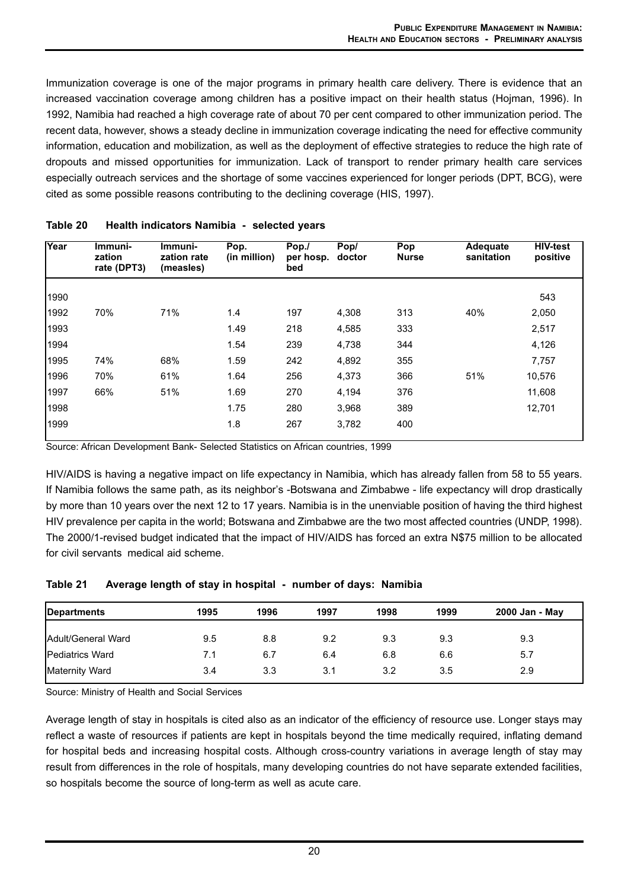Immunization coverage is one of the major programs in primary health care delivery. There is evidence that an increased vaccination coverage among children has a positive impact on their health status (Hojman, 1996). In 1992, Namibia had reached a high coverage rate of about 70 per cent compared to other immunization period. The recent data, however, shows a steady decline in immunization coverage indicating the need for effective community information, education and mobilization, as well as the deployment of effective strategies to reduce the high rate of dropouts and missed opportunities for immunization. Lack of transport to render primary health care services especially outreach services and the shortage of some vaccines experienced for longer periods (DPT, BCG), were cited as some possible reasons contributing to the declining coverage (HIS, 1997).

**Table 20 Health indicators Namibia - selected years**

| Year | Immuni-zation rate (DPT3) | Immuni-zation rate (measles) | Pop. (in million) | Pop./ per hosp. bed | Pop/ doctor | Pop Nurse | Adequate sanitation | HIV-test positive |
|---|---|---|---|---|---|---|---|---|
| 1990 | | | | | | | | 543 |
| 1992 | 70% | 71% | 1.4 | 197 | 4,308 | 313 | 40% | 2,050 |
| 1993 | | | 1.49 | 218 | 4,585 | 333 | | 2,517 |
| 1994 | | | 1.54 | 239 | 4,738 | 344 | | 4,126 |
| 1995 | 74% | 68% | 1.59 | 242 | 4,892 | 355 | | 7,757 |
| 1996 | 70% | 61% | 1.64 | 256 | 4,373 | 366 | 51% | 10,576 |
| 1997 | 66% | 51% | 1.69 | 270 | 4,194 | 376 | | 11,608 |
| 1998 | | | 1.75 | 280 | 3,968 | 389 | | 12,701 |
| 1999 | | | 1.8 | 267 | 3,782 | 400 | | |

Source: African Development Bank- Selected Statistics on African countries, 1999

HIV/AIDS is having a negative impact on life expectancy in Namibia, which has already fallen from 58 to 55 years. If Namibia follows the same path, as its neighbor's -Botswana and Zimbabwe - life expectancy will drop drastically by more than 10 years over the next 12 to 17 years. Namibia is in the unenviable position of having the third highest HIV prevalence per capita in the world; Botswana and Zimbabwe are the two most affected countries (UNDP, 1998). The 2000/1-revised budget indicated that the impact of HIV/AIDS has forced an extra N$75 million to be allocated for civil servants medical aid scheme.

**Table 21 Average length of stay in hospital - number of days: Namibia**

| Departments | 1995 | 1996 | 1997 | 1998 | 1999 | 2000 Jan - May |
|---|---|---|---|---|---|---|
| Adult/General Ward | 9.5 | 8.8 | 9.2 | 9.3 | 9.3 | 9.3 |
| Pediatrics Ward | 7.1 | 6.7 | 6.4 | 6.8 | 6.6 | 5.7 |
| Maternity Ward | 3.4 | 3.3 | 3.1 | 3.2 | 3.5 | 2.9 |

Source: Ministry of Health and Social Services

Average length of stay in hospitals is cited also as an indicator of the efficiency of resource use. Longer stays may reflect a waste of resources if patients are kept in hospitals beyond the time medically required, inflating demand for hospital beds and increasing hospital costs. Although cross-country variations in average length of stay may result from differences in the role of hospitals, many developing countries do not have separate extended facilities, so hospitals become the source of long-term as well as acute care.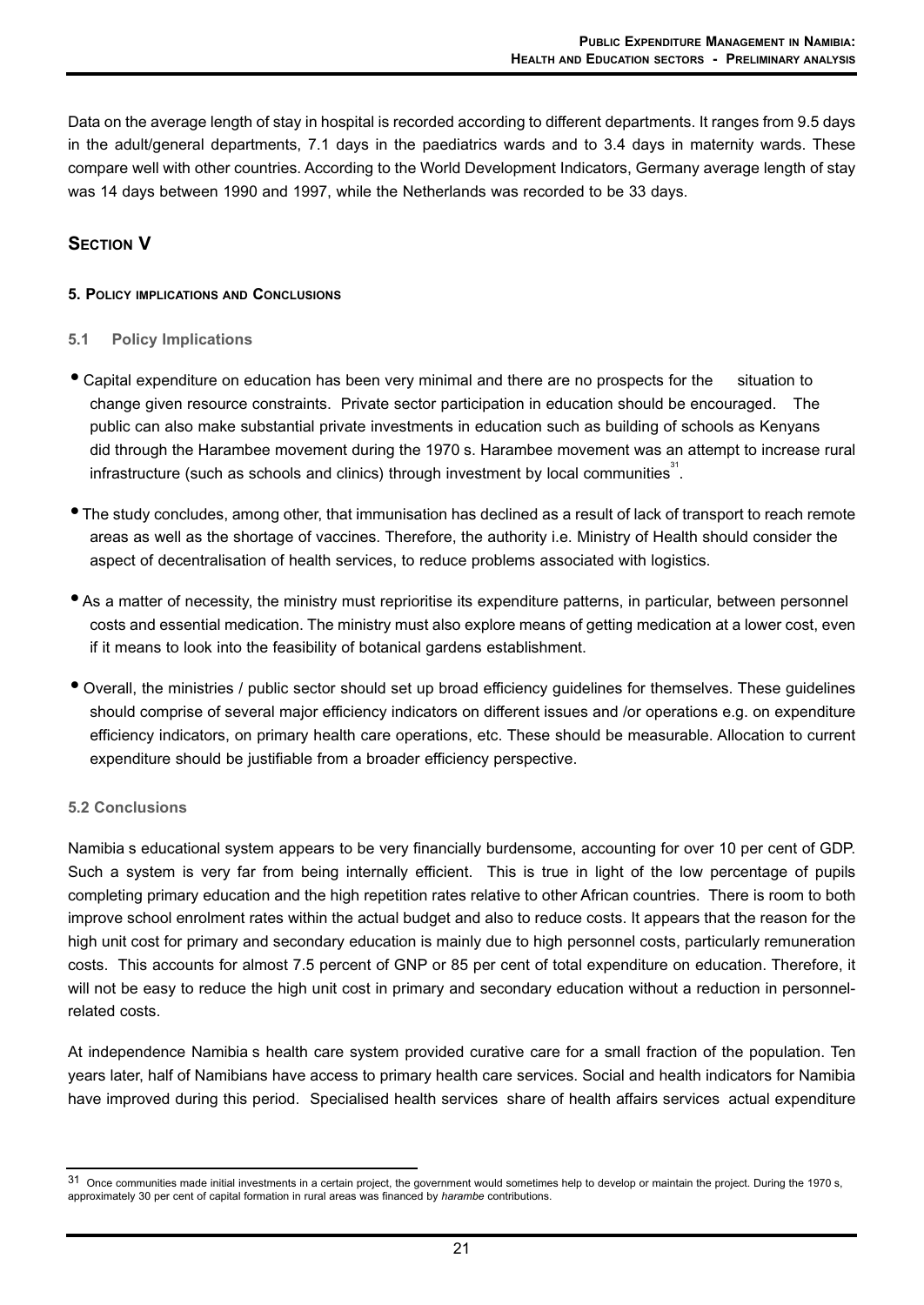Data on the average length of stay in hospital is recorded according to different departments. It ranges from 9.5 days in the adult/general departments, 7.1 days in the paediatrics wards and to 3.4 days in maternity wards. These compare well with other countries. According to the World Development Indicators, Germany average length of stay was 14 days between 1990 and 1997, while the Netherlands was recorded to be 33 days.

## SECTION V

### 5. POLICY IMPLICATIONS AND CONCLUSIONS

#### 5.1 Policy Implications

- Capital expenditure on education has been very minimal and there are no prospects for the situation to change given resource constraints. Private sector participation in education should be encouraged. The public can also make substantial private investments in education such as building of schools as Kenyans did through the Harambee movement during the 1970 s. Harambee movement was an attempt to increase rural infrastructure (such as schools and clinics) through investment by local communities[31].

- The study concludes, among other, that immunisation has declined as a result of lack of transport to reach remote areas as well as the shortage of vaccines. Therefore, the authority i.e. Ministry of Health should consider the aspect of decentralisation of health services, to reduce problems associated with logistics.

- As a matter of necessity, the ministry must reprioritise its expenditure patterns, in particular, between personnel costs and essential medication. The ministry must also explore means of getting medication at a lower cost, even if it means to look into the feasibility of botanical gardens establishment.

- Overall, the ministries / public sector should set up broad efficiency guidelines for themselves. These guidelines should comprise of several major efficiency indicators on different issues and /or operations e.g. on expenditure efficiency indicators, on primary health care operations, etc. These should be measurable. Allocation to current expenditure should be justifiable from a broader efficiency perspective.

#### 5.2 Conclusions

Namibia s educational system appears to be very financially burdensome, accounting for over 10 per cent of GDP. Such a system is very far from being internally efficient. This is true in light of the low percentage of pupils completing primary education and the high repetition rates relative to other African countries. There is room to both improve school enrolment rates within the actual budget and also to reduce costs. It appears that the reason for the high unit cost for primary and secondary education is mainly due to high personnel costs, particularly remuneration costs. This accounts for almost 7.5 percent of GNP or 85 per cent of total expenditure on education. Therefore, it will not be easy to reduce the high unit cost in primary and secondary education without a reduction in personnel-related costs.

At independence Namibia s health care system provided curative care for a small fraction of the population. Ten years later, half of Namibians have access to primary health care services. Social and health indicators for Namibia have improved during this period. Specialised health services share of health affairs services actual expenditure

---

[31] Once communities made initial investments in a certain project, the government would sometimes help to develop or maintain the project. During the 1970 s, approximately 30 per cent of capital formation in rural areas was financed by *harambe* contributions.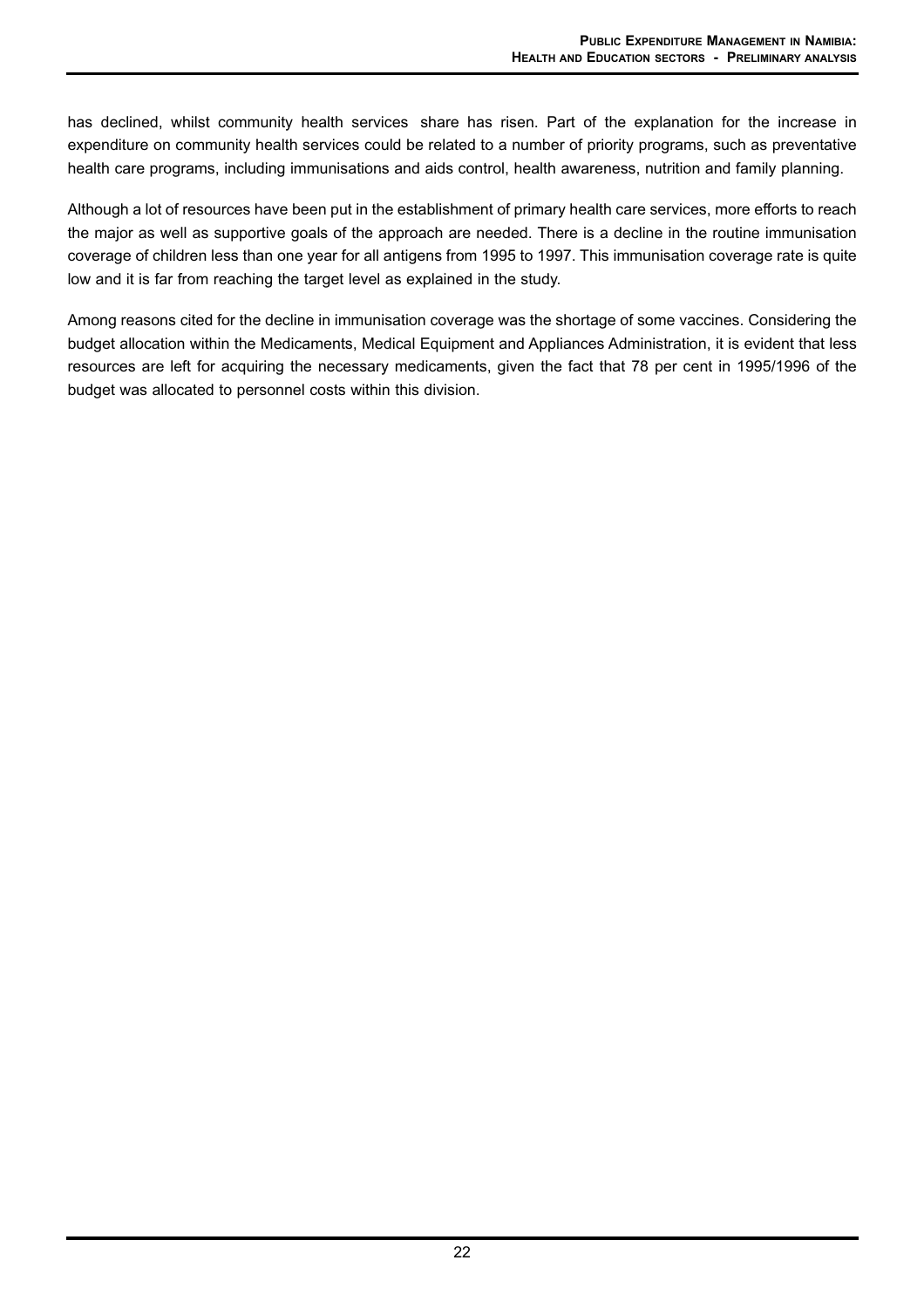has declined, whilst community health services share has risen. Part of the explanation for the increase in expenditure on community health services could be related to a number of priority programs, such as preventative health care programs, including immunisations and aids control, health awareness, nutrition and family planning.

Although a lot of resources have been put in the establishment of primary health care services, more efforts to reach the major as well as supportive goals of the approach are needed. There is a decline in the routine immunisation coverage of children less than one year for all antigens from 1995 to 1997. This immunisation coverage rate is quite low and it is far from reaching the target level as explained in the study.

Among reasons cited for the decline in immunisation coverage was the shortage of some vaccines. Considering the budget allocation within the Medicaments, Medical Equipment and Appliances Administration, it is evident that less resources are left for acquiring the necessary medicaments, given the fact that 78 per cent in 1995/1996 of the budget was allocated to personnel costs within this division.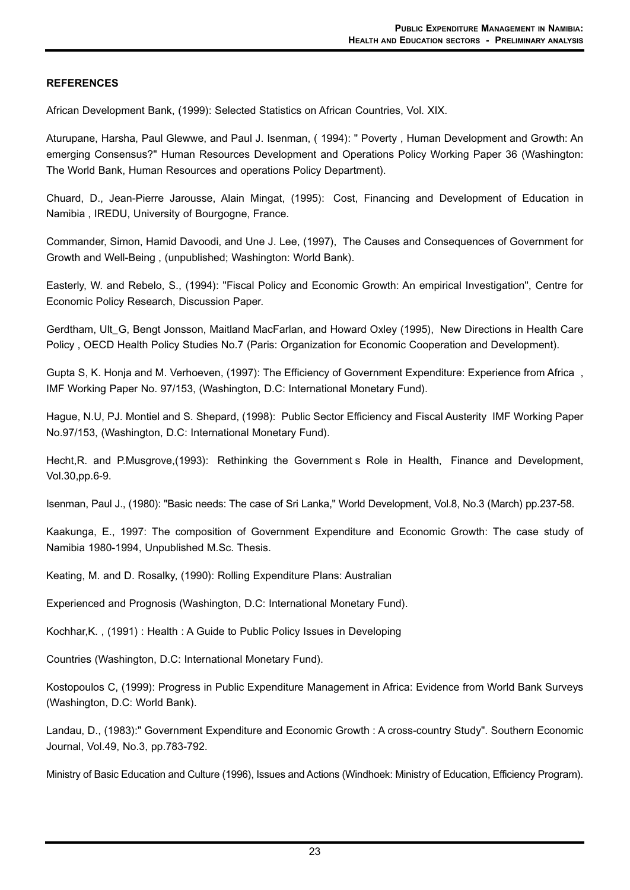## REFERENCES

African Development Bank, (1999): Selected Statistics on African Countries, Vol. XIX.

Aturupane, Harsha, Paul Glewwe, and Paul J. Isenman, ( 1994): " Poverty , Human Development and Growth: An emerging Consensus?" Human Resources Development and Operations Policy Working Paper 36 (Washington: The World Bank, Human Resources and operations Policy Department).

Chuard, D., Jean-Pierre Jarousse, Alain Mingat, (1995): Cost, Financing and Development of Education in Namibia , IREDU, University of Bourgogne, France.

Commander, Simon, Hamid Davoodi, and Une J. Lee, (1997), The Causes and Consequences of Government for Growth and Well-Being , (unpublished; Washington: World Bank).

Easterly, W. and Rebelo, S., (1994): "Fiscal Policy and Economic Growth: An empirical Investigation", Centre for Economic Policy Research, Discussion Paper.

Gerdtham, Ult_G, Bengt Jonsson, Maitland MacFarlan, and Howard Oxley (1995), New Directions in Health Care Policy , OECD Health Policy Studies No.7 (Paris: Organization for Economic Cooperation and Development).

Gupta S, K. Honja and M. Verhoeven, (1997): The Efficiency of Government Expenditure: Experience from Africa , IMF Working Paper No. 97/153, (Washington, D.C: International Monetary Fund).

Hague, N.U, PJ. Montiel and S. Shepard, (1998): Public Sector Efficiency and Fiscal Austerity IMF Working Paper No.97/153, (Washington, D.C: International Monetary Fund).

Hecht,R. and P.Musgrove,(1993): Rethinking the Government s Role in Health, Finance and Development, Vol.30,pp.6-9.

Isenman, Paul J., (1980): "Basic needs: The case of Sri Lanka," World Development, Vol.8, No.3 (March) pp.237-58.

Kaakunga, E., 1997: The composition of Government Expenditure and Economic Growth: The case study of Namibia 1980-1994, Unpublished M.Sc. Thesis.

Keating, M. and D. Rosalky, (1990): Rolling Expenditure Plans: Australian

Experienced and Prognosis (Washington, D.C: International Monetary Fund).

Kochhar,K. , (1991) : Health : A Guide to Public Policy Issues in Developing

Countries (Washington, D.C: International Monetary Fund).

Kostopoulos C, (1999): Progress in Public Expenditure Management in Africa: Evidence from World Bank Surveys (Washington, D.C: World Bank).

Landau, D., (1983):" Government Expenditure and Economic Growth : A cross-country Study". Southern Economic Journal, Vol.49, No.3, pp.783-792.

Ministry of Basic Education and Culture (1996), Issues and Actions (Windhoek: Ministry of Education, Efficiency Program).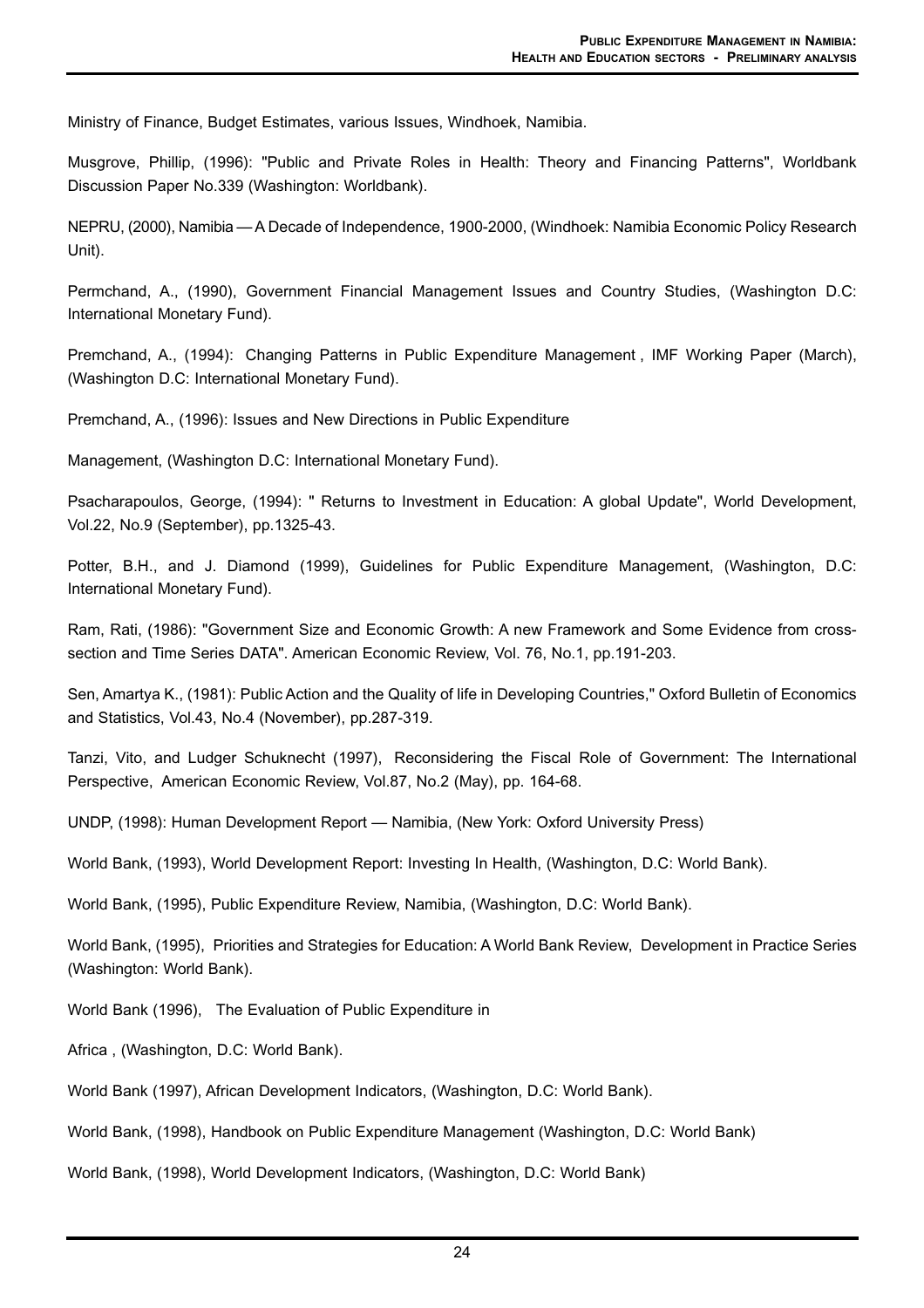Ministry of Finance, Budget Estimates, various Issues, Windhoek, Namibia.

Musgrove, Phillip, (1996): "Public and Private Roles in Health: Theory and Financing Patterns", Worldbank Discussion Paper No.339 (Washington: Worldbank).

NEPRU, (2000), Namibia — A Decade of Independence, 1900-2000, (Windhoek: Namibia Economic Policy Research Unit).

Permchand, A., (1990), Government Financial Management Issues and Country Studies, (Washington D.C: International Monetary Fund).

Premchand, A., (1994): Changing Patterns in Public Expenditure Management , IMF Working Paper (March), (Washington D.C: International Monetary Fund).

Premchand, A., (1996): Issues and New Directions in Public Expenditure

Management, (Washington D.C: International Monetary Fund).

Psacharapoulos, George, (1994): " Returns to Investment in Education: A global Update", World Development, Vol.22, No.9 (September), pp.1325-43.

Potter, B.H., and J. Diamond (1999), Guidelines for Public Expenditure Management, (Washington, D.C: International Monetary Fund).

Ram, Rati, (1986): "Government Size and Economic Growth: A new Framework and Some Evidence from cross-section and Time Series DATA". American Economic Review, Vol. 76, No.1, pp.191-203.

Sen, Amartya K., (1981): Public Action and the Quality of life in Developing Countries," Oxford Bulletin of Economics and Statistics, Vol.43, No.4 (November), pp.287-319.

Tanzi, Vito, and Ludger Schuknecht (1997), Reconsidering the Fiscal Role of Government: The International Perspective, American Economic Review, Vol.87, No.2 (May), pp. 164-68.

UNDP, (1998): Human Development Report — Namibia, (New York: Oxford University Press)

World Bank, (1993), World Development Report: Investing In Health, (Washington, D.C: World Bank).

World Bank, (1995), Public Expenditure Review, Namibia, (Washington, D.C: World Bank).

World Bank, (1995), Priorities and Strategies for Education: A World Bank Review, Development in Practice Series (Washington: World Bank).

World Bank (1996), The Evaluation of Public Expenditure in

Africa , (Washington, D.C: World Bank).

World Bank (1997), African Development Indicators, (Washington, D.C: World Bank).

World Bank, (1998), Handbook on Public Expenditure Management (Washington, D.C: World Bank)

World Bank, (1998), World Development Indicators, (Washington, D.C: World Bank)